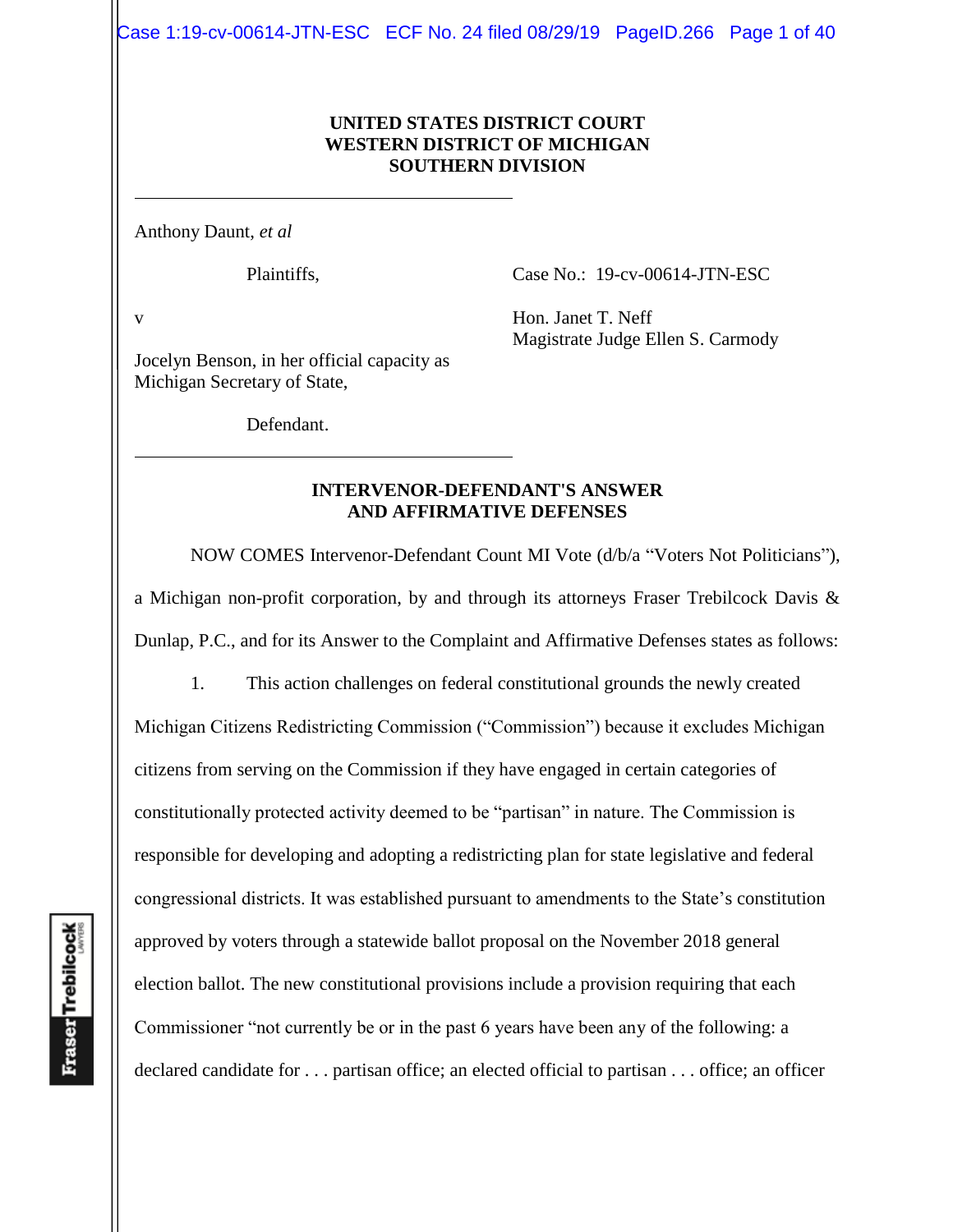**UNITED STATES DISTRICT COURT**
**WESTERN DISTRICT OF MICHIGAN**
**SOUTHERN DIVISION**

---

Anthony Daunt, *et al*

Plaintiffs,

v

Jocelyn Benson, in her official capacity as Michigan Secretary of State,

Defendant.

Case No.: 19-cv-00614-JTN-ESC

Hon. Janet T. Neff
Magistrate Judge Ellen S. Carmody

---

**INTERVENOR-DEFENDANT'S ANSWER AND AFFIRMATIVE DEFENSES**

NOW COMES Intervenor-Defendant Count MI Vote (d/b/a "Voters Not Politicians"), a Michigan non-profit corporation, by and through its attorneys Fraser Trebilcock Davis & Dunlap, P.C., and for its Answer to the Complaint and Affirmative Defenses states as follows:

1. This action challenges on federal constitutional grounds the newly created Michigan Citizens Redistricting Commission ("Commission") because it excludes Michigan citizens from serving on the Commission if they have engaged in certain categories of constitutionally protected activity deemed to be "partisan" in nature. The Commission is responsible for developing and adopting a redistricting plan for state legislative and federal congressional districts. It was established pursuant to amendments to the State's constitution approved by voters through a statewide ballot proposal on the November 2018 general election ballot. The new constitutional provisions include a provision requiring that each Commissioner "not currently be or in the past 6 years have been any of the following: a declared candidate for . . . partisan office; an elected official to partisan . . . office; an officer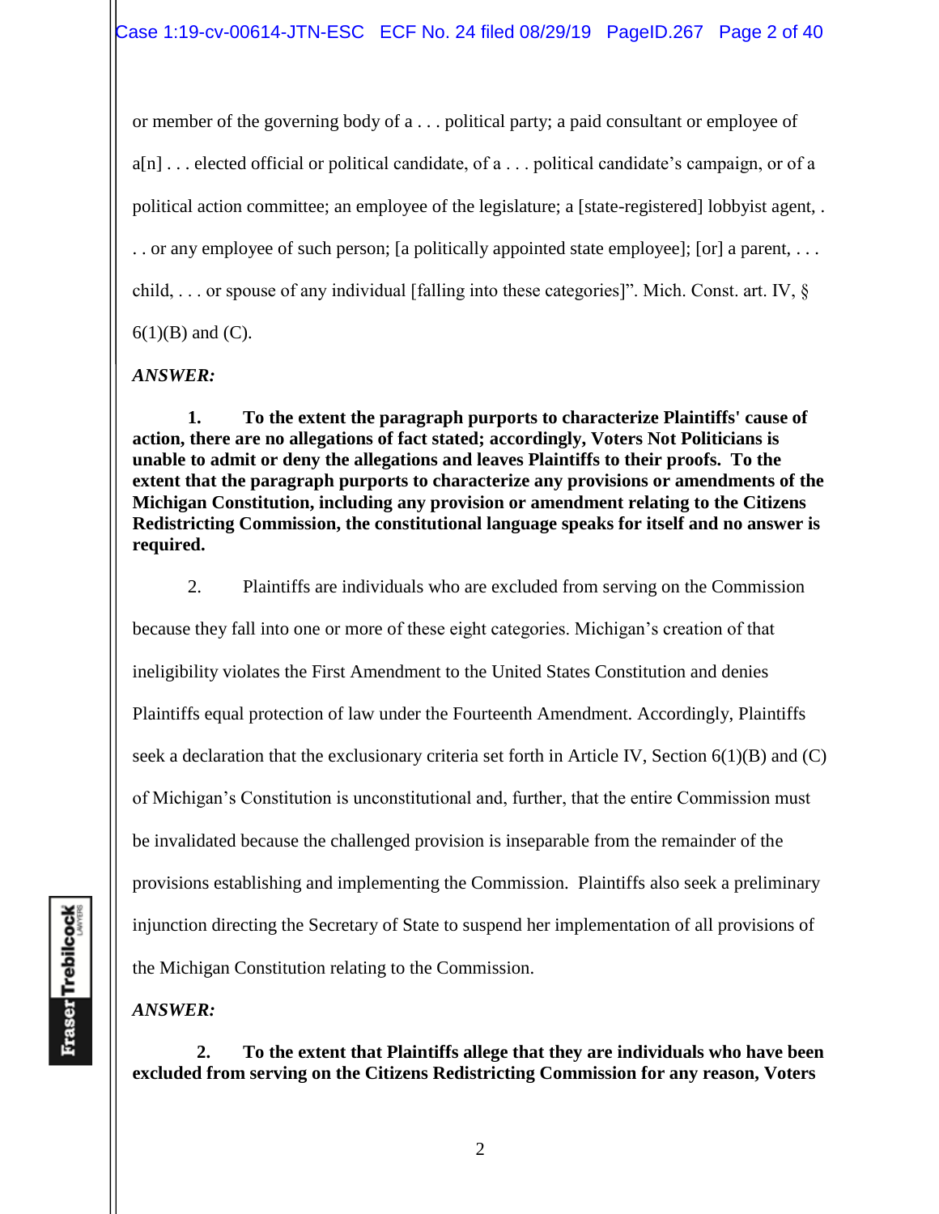or member of the governing body of a . . . political party; a paid consultant or employee of a[n] . . . elected official or political candidate, of a . . . political candidate's campaign, or of a political action committee; an employee of the legislature; a [state-registered] lobbyist agent, . . . or any employee of such person; [a politically appointed state employee]; [or] a parent, . . . child, . . . or spouse of any individual [falling into these categories]". Mich. Const. art. IV, § 6(1)(B) and (C).

*ANSWER:*

**1. To the extent the paragraph purports to characterize Plaintiffs' cause of action, there are no allegations of fact stated; accordingly, Voters Not Politicians is unable to admit or deny the allegations and leaves Plaintiffs to their proofs. To the extent that the paragraph purports to characterize any provisions or amendments of the Michigan Constitution, including any provision or amendment relating to the Citizens Redistricting Commission, the constitutional language speaks for itself and no answer is required.**

2. Plaintiffs are individuals who are excluded from serving on the Commission because they fall into one or more of these eight categories. Michigan's creation of that ineligibility violates the First Amendment to the United States Constitution and denies Plaintiffs equal protection of law under the Fourteenth Amendment. Accordingly, Plaintiffs seek a declaration that the exclusionary criteria set forth in Article IV, Section 6(1)(B) and (C) of Michigan's Constitution is unconstitutional and, further, that the entire Commission must be invalidated because the challenged provision is inseparable from the remainder of the provisions establishing and implementing the Commission. Plaintiffs also seek a preliminary injunction directing the Secretary of State to suspend her implementation of all provisions of the Michigan Constitution relating to the Commission.

*ANSWER:*

**2. To the extent that Plaintiffs allege that they are individuals who have been excluded from serving on the Citizens Redistricting Commission for any reason, Voters**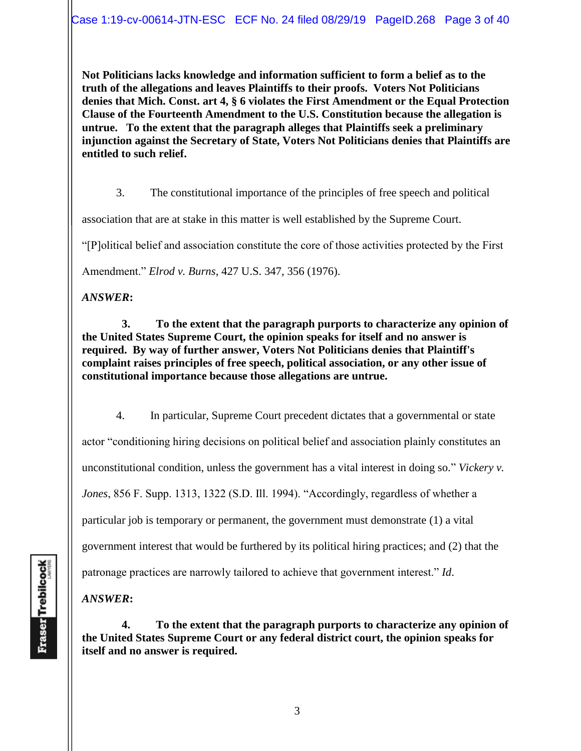**Not Politicians lacks knowledge and information sufficient to form a belief as to the truth of the allegations and leaves Plaintiffs to their proofs. Voters Not Politicians denies that Mich. Const. art 4, § 6 violates the First Amendment or the Equal Protection Clause of the Fourteenth Amendment to the U.S. Constitution because the allegation is untrue. To the extent that the paragraph alleges that Plaintiffs seek a preliminary injunction against the Secretary of State, Voters Not Politicians denies that Plaintiffs are entitled to such relief.**

3. The constitutional importance of the principles of free speech and political association that are at stake in this matter is well established by the Supreme Court. "[P]olitical belief and association constitute the core of those activities protected by the First Amendment." *Elrod v. Burns*, 427 U.S. 347, 356 (1976).

***ANSWER*:**

**3. To the extent that the paragraph purports to characterize any opinion of the United States Supreme Court, the opinion speaks for itself and no answer is required. By way of further answer, Voters Not Politicians denies that Plaintiff's complaint raises principles of free speech, political association, or any other issue of constitutional importance because those allegations are untrue.**

4. In particular, Supreme Court precedent dictates that a governmental or state actor "conditioning hiring decisions on political belief and association plainly constitutes an unconstitutional condition, unless the government has a vital interest in doing so." *Vickery v. Jones*, 856 F. Supp. 1313, 1322 (S.D. Ill. 1994). "Accordingly, regardless of whether a particular job is temporary or permanent, the government must demonstrate (1) a vital government interest that would be furthered by its political hiring practices; and (2) that the patronage practices are narrowly tailored to achieve that government interest." *Id*.

***ANSWER*:**

**4. To the extent that the paragraph purports to characterize any opinion of the United States Supreme Court or any federal district court, the opinion speaks for itself and no answer is required.**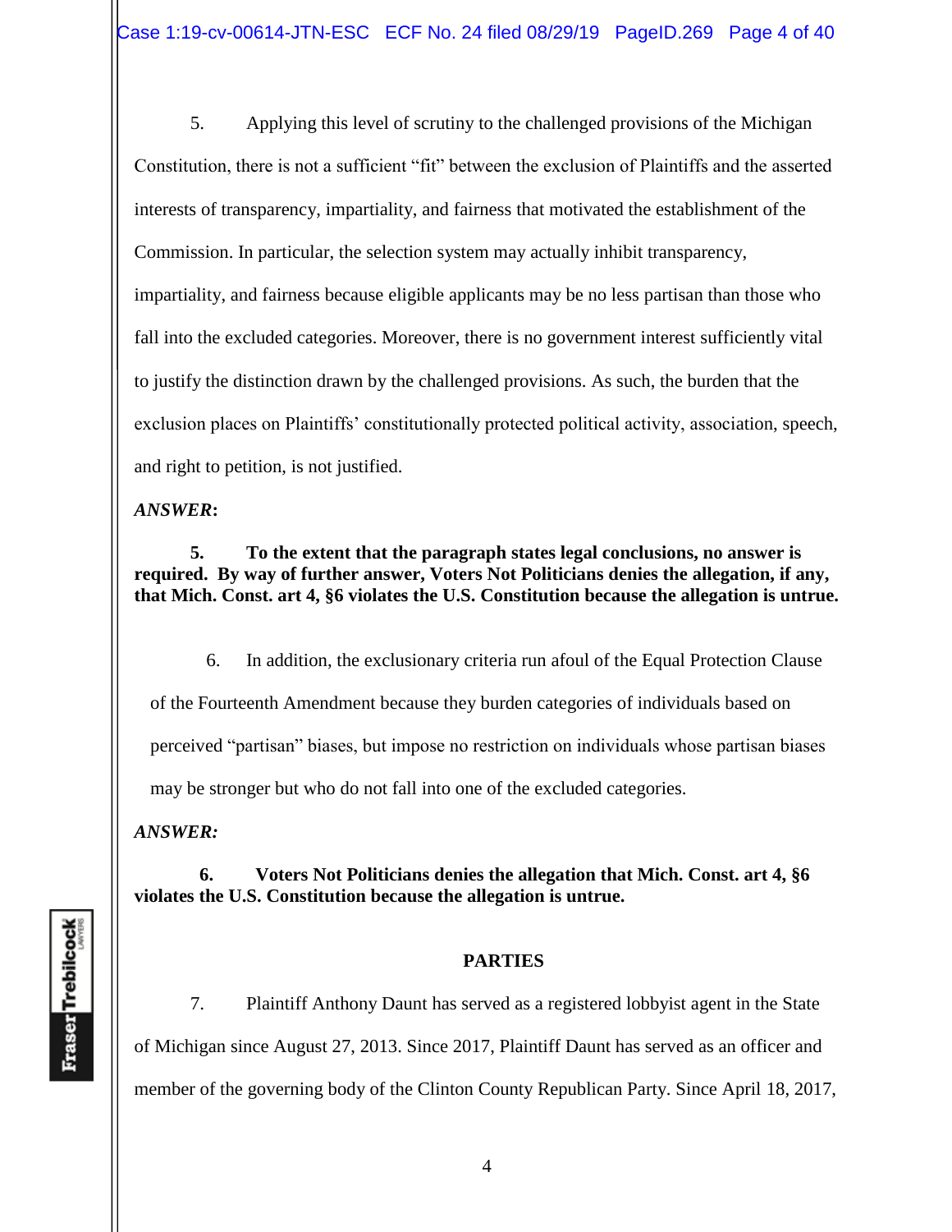5. Applying this level of scrutiny to the challenged provisions of the Michigan Constitution, there is not a sufficient "fit" between the exclusion of Plaintiffs and the asserted interests of transparency, impartiality, and fairness that motivated the establishment of the Commission. In particular, the selection system may actually inhibit transparency, impartiality, and fairness because eligible applicants may be no less partisan than those who fall into the excluded categories. Moreover, there is no government interest sufficiently vital to justify the distinction drawn by the challenged provisions. As such, the burden that the exclusion places on Plaintiffs' constitutionally protected political activity, association, speech, and right to petition, is not justified.

***ANSWER*:**

**5. To the extent that the paragraph states legal conclusions, no answer is required. By way of further answer, Voters Not Politicians denies the allegation, if any, that Mich. Const. art 4, §6 violates the U.S. Constitution because the allegation is untrue.**

6. In addition, the exclusionary criteria run afoul of the Equal Protection Clause of the Fourteenth Amendment because they burden categories of individuals based on perceived "partisan" biases, but impose no restriction on individuals whose partisan biases may be stronger but who do not fall into one of the excluded categories.

***ANSWER:***

**6. Voters Not Politicians denies the allegation that Mich. Const. art 4, §6 violates the U.S. Constitution because the allegation is untrue.**

## PARTIES

7. Plaintiff Anthony Daunt has served as a registered lobbyist agent in the State of Michigan since August 27, 2013. Since 2017, Plaintiff Daunt has served as an officer and member of the governing body of the Clinton County Republican Party. Since April 18, 2017,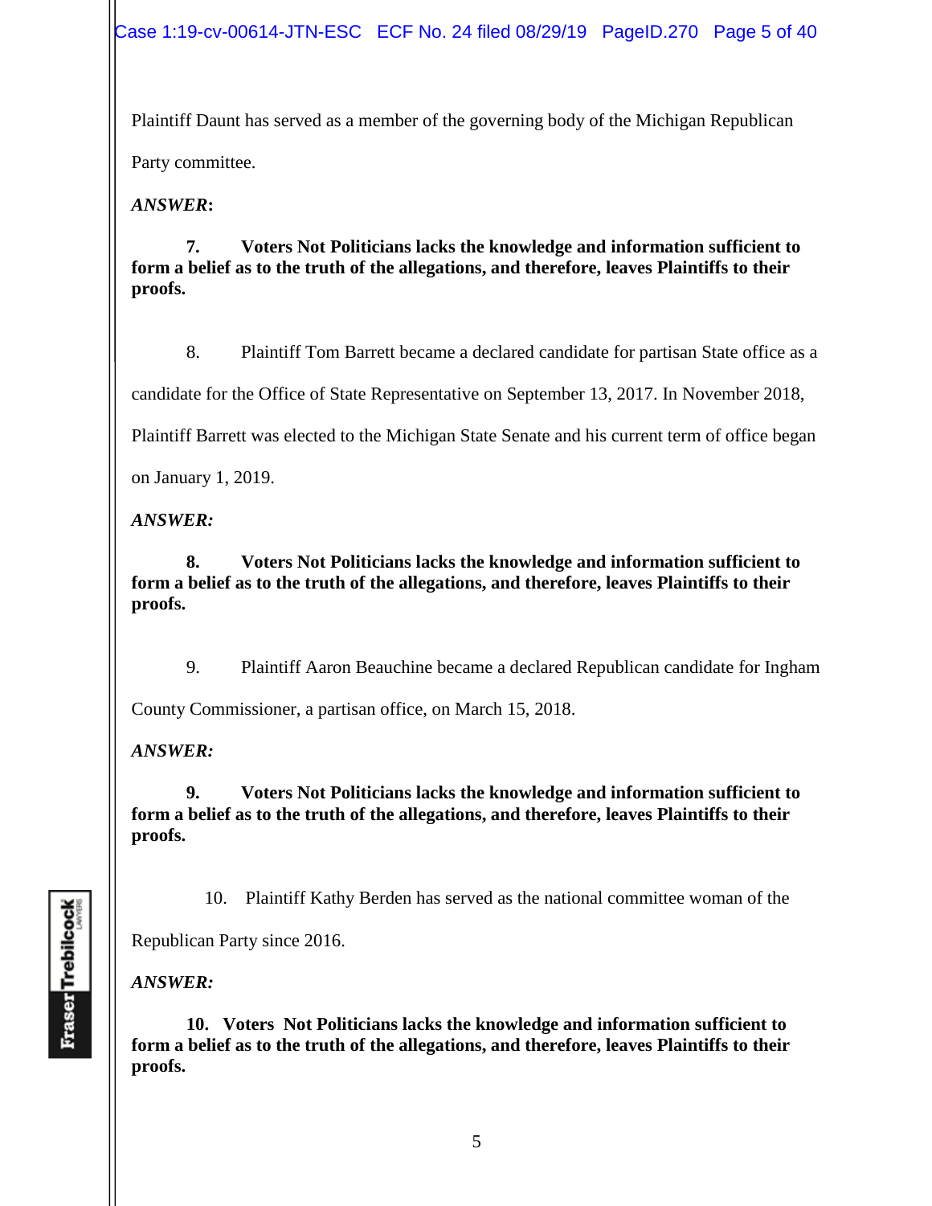Plaintiff Daunt has served as a member of the governing body of the Michigan Republican Party committee.

***ANSWER*:**

**7. Voters Not Politicians lacks the knowledge and information sufficient to form a belief as to the truth of the allegations, and therefore, leaves Plaintiffs to their proofs.**

8. Plaintiff Tom Barrett became a declared candidate for partisan State office as a candidate for the Office of State Representative on September 13, 2017. In November 2018, Plaintiff Barrett was elected to the Michigan State Senate and his current term of office began on January 1, 2019.

***ANSWER:***

**8. Voters Not Politicians lacks the knowledge and information sufficient to form a belief as to the truth of the allegations, and therefore, leaves Plaintiffs to their proofs.**

9. Plaintiff Aaron Beauchine became a declared Republican candidate for Ingham County Commissioner, a partisan office, on March 15, 2018.

***ANSWER:***

**9. Voters Not Politicians lacks the knowledge and information sufficient to form a belief as to the truth of the allegations, and therefore, leaves Plaintiffs to their proofs.**

10. Plaintiff Kathy Berden has served as the national committee woman of the Republican Party since 2016.

***ANSWER:***

**10. Voters Not Politicians lacks the knowledge and information sufficient to form a belief as to the truth of the allegations, and therefore, leaves Plaintiffs to their proofs.**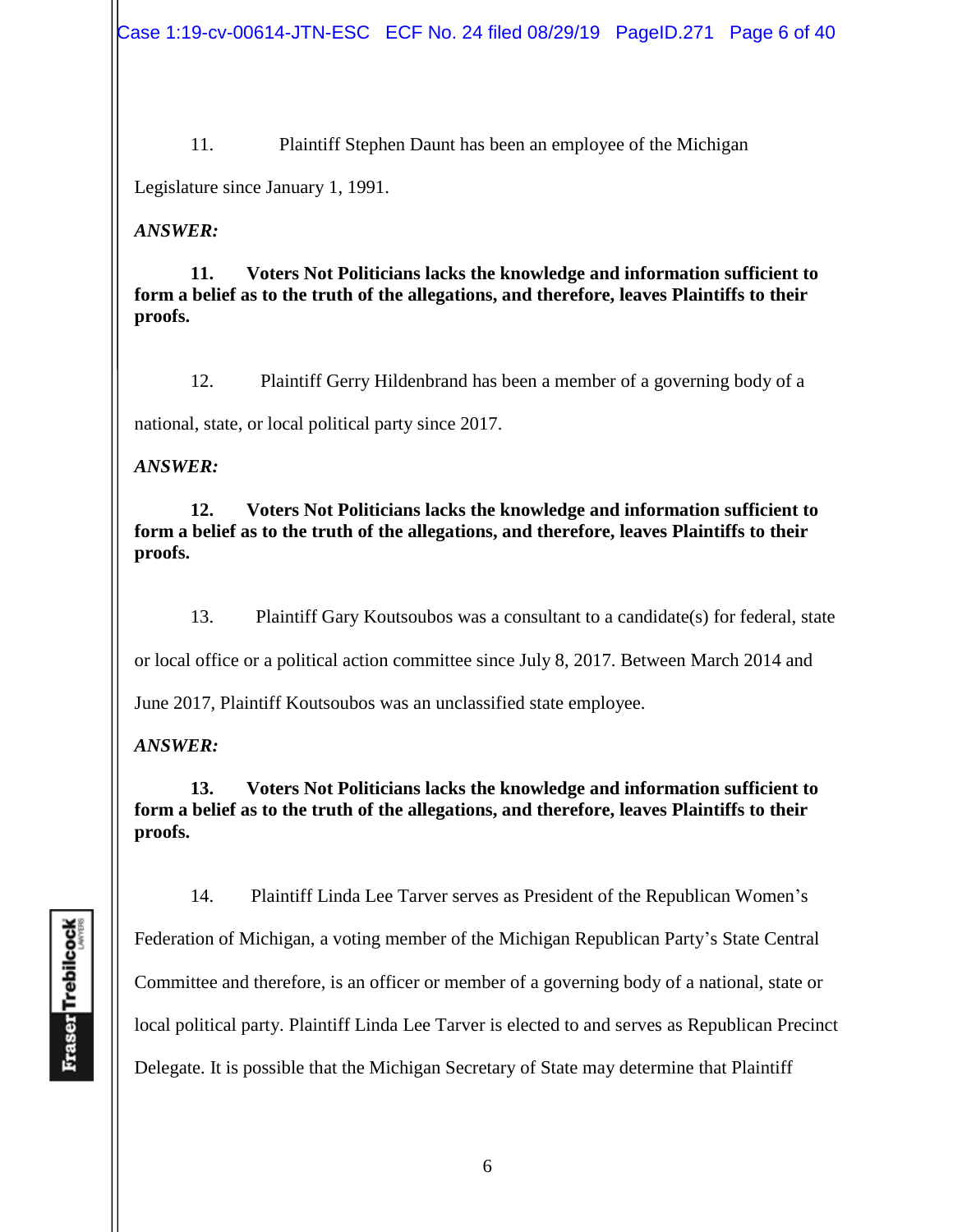11. Plaintiff Stephen Daunt has been an employee of the Michigan Legislature since January 1, 1991.

***ANSWER:***

**11. Voters Not Politicians lacks the knowledge and information sufficient to form a belief as to the truth of the allegations, and therefore, leaves Plaintiffs to their proofs.**

12. Plaintiff Gerry Hildenbrand has been a member of a governing body of a national, state, or local political party since 2017.

***ANSWER:***

**12. Voters Not Politicians lacks the knowledge and information sufficient to form a belief as to the truth of the allegations, and therefore, leaves Plaintiffs to their proofs.**

13. Plaintiff Gary Koutsoubos was a consultant to a candidate(s) for federal, state or local office or a political action committee since July 8, 2017. Between March 2014 and June 2017, Plaintiff Koutsoubos was an unclassified state employee.

***ANSWER:***

**13. Voters Not Politicians lacks the knowledge and information sufficient to form a belief as to the truth of the allegations, and therefore, leaves Plaintiffs to their proofs.**

14. Plaintiff Linda Lee Tarver serves as President of the Republican Women's Federation of Michigan, a voting member of the Michigan Republican Party's State Central Committee and therefore, is an officer or member of a governing body of a national, state or local political party. Plaintiff Linda Lee Tarver is elected to and serves as Republican Precinct Delegate. It is possible that the Michigan Secretary of State may determine that Plaintiff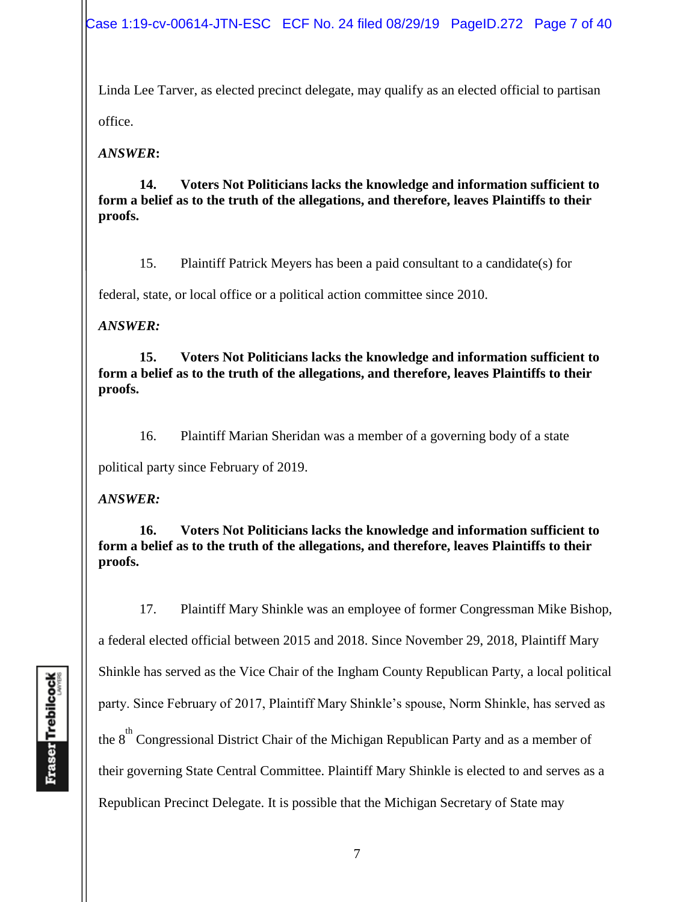Linda Lee Tarver, as elected precinct delegate, may qualify as an elected official to partisan office.

***ANSWER*:**

**14. Voters Not Politicians lacks the knowledge and information sufficient to form a belief as to the truth of the allegations, and therefore, leaves Plaintiffs to their proofs.**

15. Plaintiff Patrick Meyers has been a paid consultant to a candidate(s) for federal, state, or local office or a political action committee since 2010.

***ANSWER:***

**15. Voters Not Politicians lacks the knowledge and information sufficient to form a belief as to the truth of the allegations, and therefore, leaves Plaintiffs to their proofs.**

16. Plaintiff Marian Sheridan was a member of a governing body of a state political party since February of 2019.

***ANSWER:***

**16. Voters Not Politicians lacks the knowledge and information sufficient to form a belief as to the truth of the allegations, and therefore, leaves Plaintiffs to their proofs.**

17. Plaintiff Mary Shinkle was an employee of former Congressman Mike Bishop, a federal elected official between 2015 and 2018. Since November 29, 2018, Plaintiff Mary Shinkle has served as the Vice Chair of the Ingham County Republican Party, a local political party. Since February of 2017, Plaintiff Mary Shinkle's spouse, Norm Shinkle, has served as the 8th Congressional District Chair of the Michigan Republican Party and as a member of their governing State Central Committee. Plaintiff Mary Shinkle is elected to and serves as a Republican Precinct Delegate. It is possible that the Michigan Secretary of State may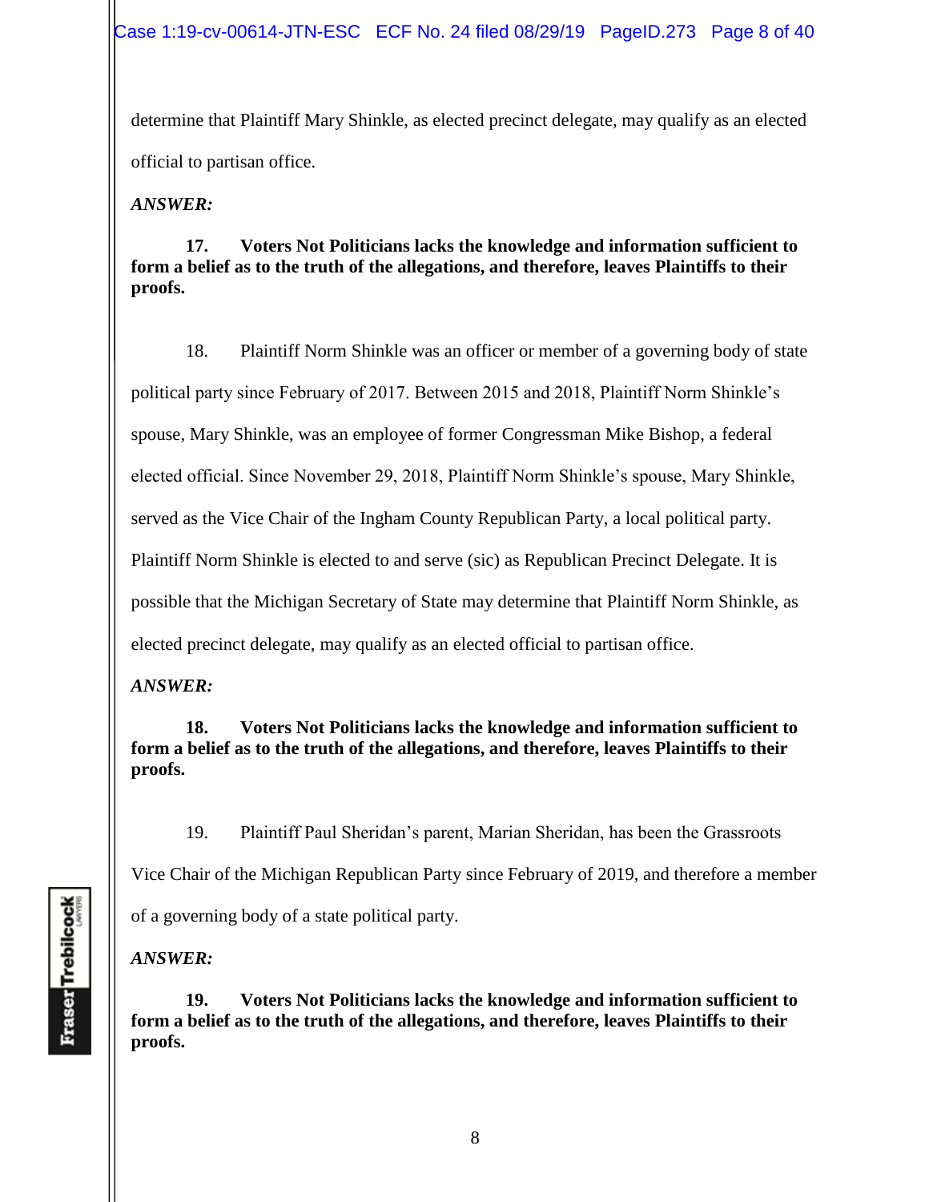determine that Plaintiff Mary Shinkle, as elected precinct delegate, may qualify as an elected official to partisan office.

***ANSWER:***

**17. Voters Not Politicians lacks the knowledge and information sufficient to form a belief as to the truth of the allegations, and therefore, leaves Plaintiffs to their proofs.**

18. Plaintiff Norm Shinkle was an officer or member of a governing body of state political party since February of 2017. Between 2015 and 2018, Plaintiff Norm Shinkle's spouse, Mary Shinkle, was an employee of former Congressman Mike Bishop, a federal elected official. Since November 29, 2018, Plaintiff Norm Shinkle's spouse, Mary Shinkle, served as the Vice Chair of the Ingham County Republican Party, a local political party. Plaintiff Norm Shinkle is elected to and serve (sic) as Republican Precinct Delegate. It is possible that the Michigan Secretary of State may determine that Plaintiff Norm Shinkle, as elected precinct delegate, may qualify as an elected official to partisan office.

***ANSWER:***

**18. Voters Not Politicians lacks the knowledge and information sufficient to form a belief as to the truth of the allegations, and therefore, leaves Plaintiffs to their proofs.**

19. Plaintiff Paul Sheridan's parent, Marian Sheridan, has been the Grassroots Vice Chair of the Michigan Republican Party since February of 2019, and therefore a member of a governing body of a state political party.

***ANSWER:***

**19. Voters Not Politicians lacks the knowledge and information sufficient to form a belief as to the truth of the allegations, and therefore, leaves Plaintiffs to their proofs.**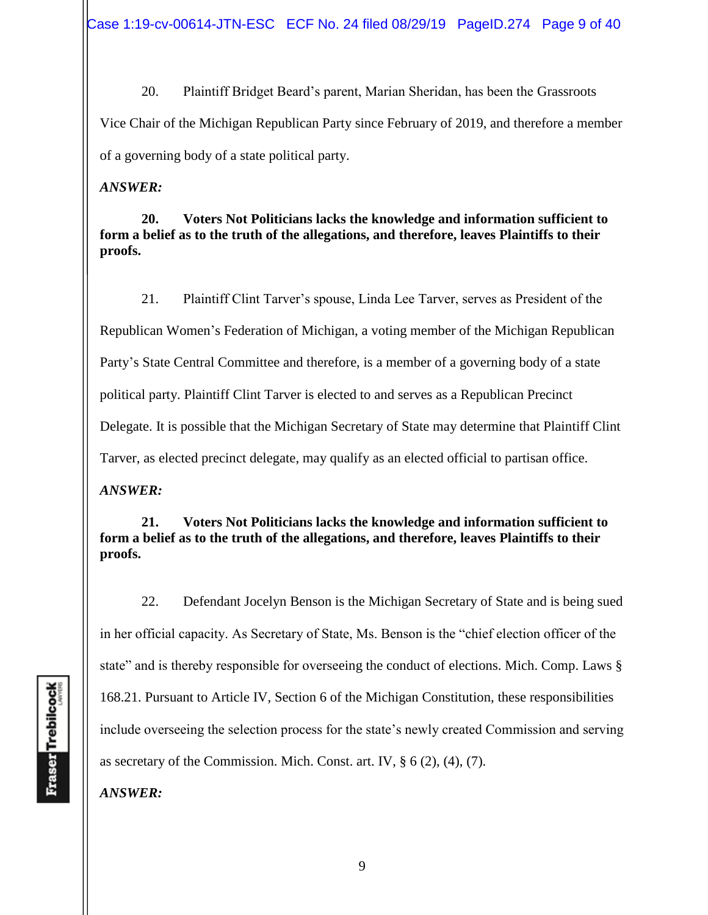20. Plaintiff Bridget Beard's parent, Marian Sheridan, has been the Grassroots Vice Chair of the Michigan Republican Party since February of 2019, and therefore a member of a governing body of a state political party.

***ANSWER:***

**20. Voters Not Politicians lacks the knowledge and information sufficient to form a belief as to the truth of the allegations, and therefore, leaves Plaintiffs to their proofs.**

21. Plaintiff Clint Tarver's spouse, Linda Lee Tarver, serves as President of the Republican Women's Federation of Michigan, a voting member of the Michigan Republican Party's State Central Committee and therefore, is a member of a governing body of a state political party. Plaintiff Clint Tarver is elected to and serves as a Republican Precinct Delegate. It is possible that the Michigan Secretary of State may determine that Plaintiff Clint Tarver, as elected precinct delegate, may qualify as an elected official to partisan office.

***ANSWER:***

**21. Voters Not Politicians lacks the knowledge and information sufficient to form a belief as to the truth of the allegations, and therefore, leaves Plaintiffs to their proofs.**

22. Defendant Jocelyn Benson is the Michigan Secretary of State and is being sued in her official capacity. As Secretary of State, Ms. Benson is the "chief election officer of the state" and is thereby responsible for overseeing the conduct of elections. Mich. Comp. Laws § 168.21. Pursuant to Article IV, Section 6 of the Michigan Constitution, these responsibilities include overseeing the selection process for the state's newly created Commission and serving as secretary of the Commission. Mich. Const. art. IV, § 6 (2), (4), (7).

***ANSWER:***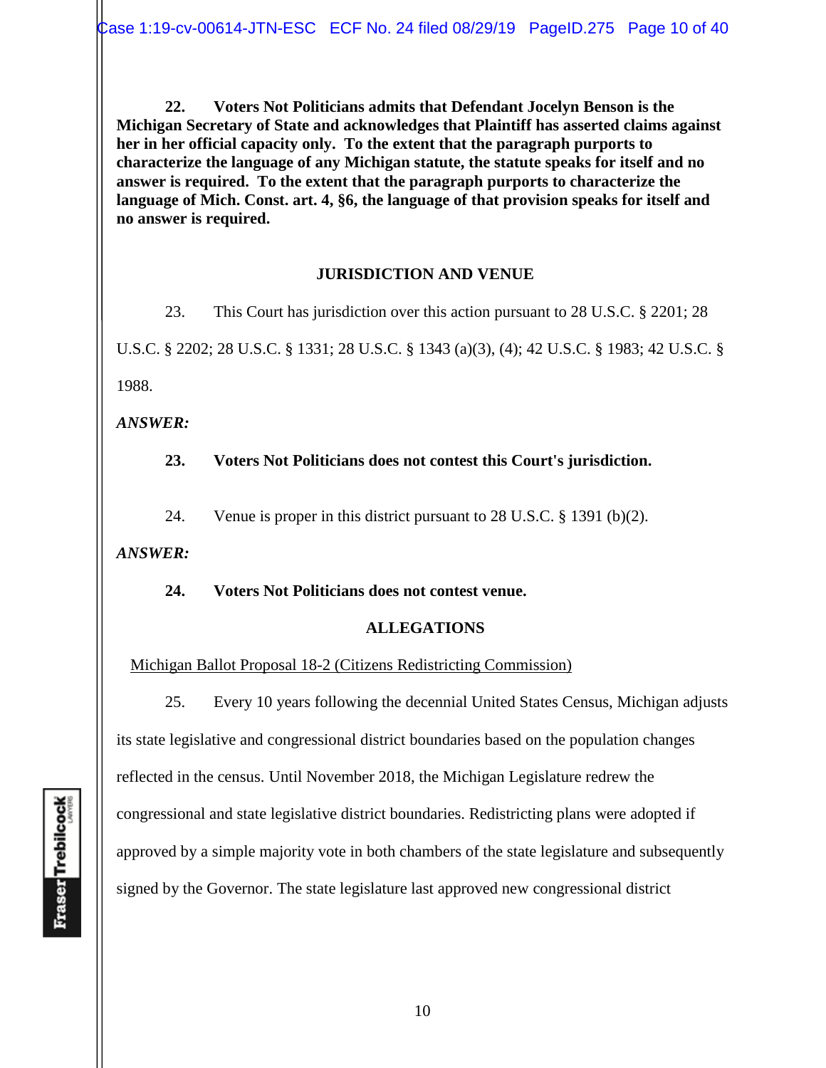**22. Voters Not Politicians admits that Defendant Jocelyn Benson is the Michigan Secretary of State and acknowledges that Plaintiff has asserted claims against her in her official capacity only. To the extent that the paragraph purports to characterize the language of any Michigan statute, the statute speaks for itself and no answer is required. To the extent that the paragraph purports to characterize the language of Mich. Const. art. 4, §6, the language of that provision speaks for itself and no answer is required.**

## JURISDICTION AND VENUE

23. This Court has jurisdiction over this action pursuant to 28 U.S.C. § 2201; 28 U.S.C. § 2202; 28 U.S.C. § 1331; 28 U.S.C. § 1343 (a)(3), (4); 42 U.S.C. § 1983; 42 U.S.C. § 1988.

***ANSWER:***

**23. Voters Not Politicians does not contest this Court's jurisdiction.**

24. Venue is proper in this district pursuant to 28 U.S.C. § 1391 (b)(2).

***ANSWER:***

**24. Voters Not Politicians does not contest venue.**

## ALLEGATIONS

Michigan Ballot Proposal 18-2 (Citizens Redistricting Commission)

25. Every 10 years following the decennial United States Census, Michigan adjusts its state legislative and congressional district boundaries based on the population changes reflected in the census. Until November 2018, the Michigan Legislature redrew the congressional and state legislative district boundaries. Redistricting plans were adopted if approved by a simple majority vote in both chambers of the state legislature and subsequently signed by the Governor. The state legislature last approved new congressional district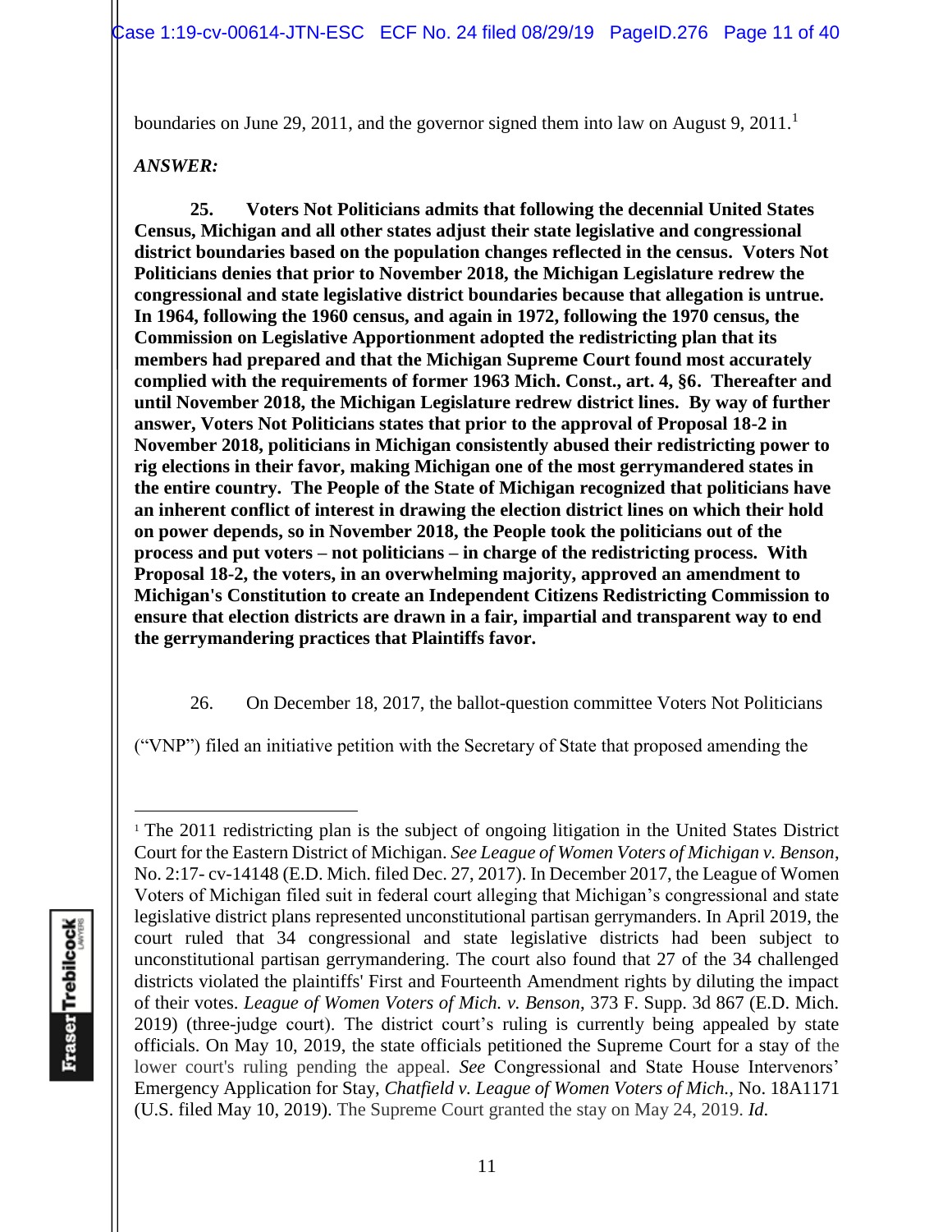boundaries on June 29, 2011, and the governor signed them into law on August 9, 2011.[1]

***ANSWER:***

**25. Voters Not Politicians admits that following the decennial United States Census, Michigan and all other states adjust their state legislative and congressional district boundaries based on the population changes reflected in the census. Voters Not Politicians denies that prior to November 2018, the Michigan Legislature redrew the congressional and state legislative district boundaries because that allegation is untrue. In 1964, following the 1960 census, and again in 1972, following the 1970 census, the Commission on Legislative Apportionment adopted the redistricting plan that its members had prepared and that the Michigan Supreme Court found most accurately complied with the requirements of former 1963 Mich. Const., art. 4, §6. Thereafter and until November 2018, the Michigan Legislature redrew district lines. By way of further answer, Voters Not Politicians states that prior to the approval of Proposal 18-2 in November 2018, politicians in Michigan consistently abused their redistricting power to rig elections in their favor, making Michigan one of the most gerrymandered states in the entire country. The People of the State of Michigan recognized that politicians have an inherent conflict of interest in drawing the election district lines on which their hold on power depends, so in November 2018, the People took the politicians out of the process and put voters – not politicians – in charge of the redistricting process. With Proposal 18-2, the voters, in an overwhelming majority, approved an amendment to Michigan's Constitution to create an Independent Citizens Redistricting Commission to ensure that election districts are drawn in a fair, impartial and transparent way to end the gerrymandering practices that Plaintiffs favor.**

26. On December 18, 2017, the ballot-question committee Voters Not Politicians ("VNP") filed an initiative petition with the Secretary of State that proposed amending the

---

[1] The 2011 redistricting plan is the subject of ongoing litigation in the United States District Court for the Eastern District of Michigan. *See League of Women Voters of Michigan v. Benson*, No. 2:17- cv-14148 (E.D. Mich. filed Dec. 27, 2017). In December 2017, the League of Women Voters of Michigan filed suit in federal court alleging that Michigan's congressional and state legislative district plans represented unconstitutional partisan gerrymanders. In April 2019, the court ruled that 34 congressional and state legislative districts had been subject to unconstitutional partisan gerrymandering. The court also found that 27 of the 34 challenged districts violated the plaintiffs' First and Fourteenth Amendment rights by diluting the impact of their votes. *League of Women Voters of Mich. v. Benson*, 373 F. Supp. 3d 867 (E.D. Mich. 2019) (three-judge court). The district court's ruling is currently being appealed by state officials. On May 10, 2019, the state officials petitioned the Supreme Court for a stay of the lower court's ruling pending the appeal. *See* Congressional and State House Intervenors' Emergency Application for Stay, *Chatfield v. League of Women Voters of Mich.*, No. 18A1171 (U.S. filed May 10, 2019). The Supreme Court granted the stay on May 24, 2019. *Id*.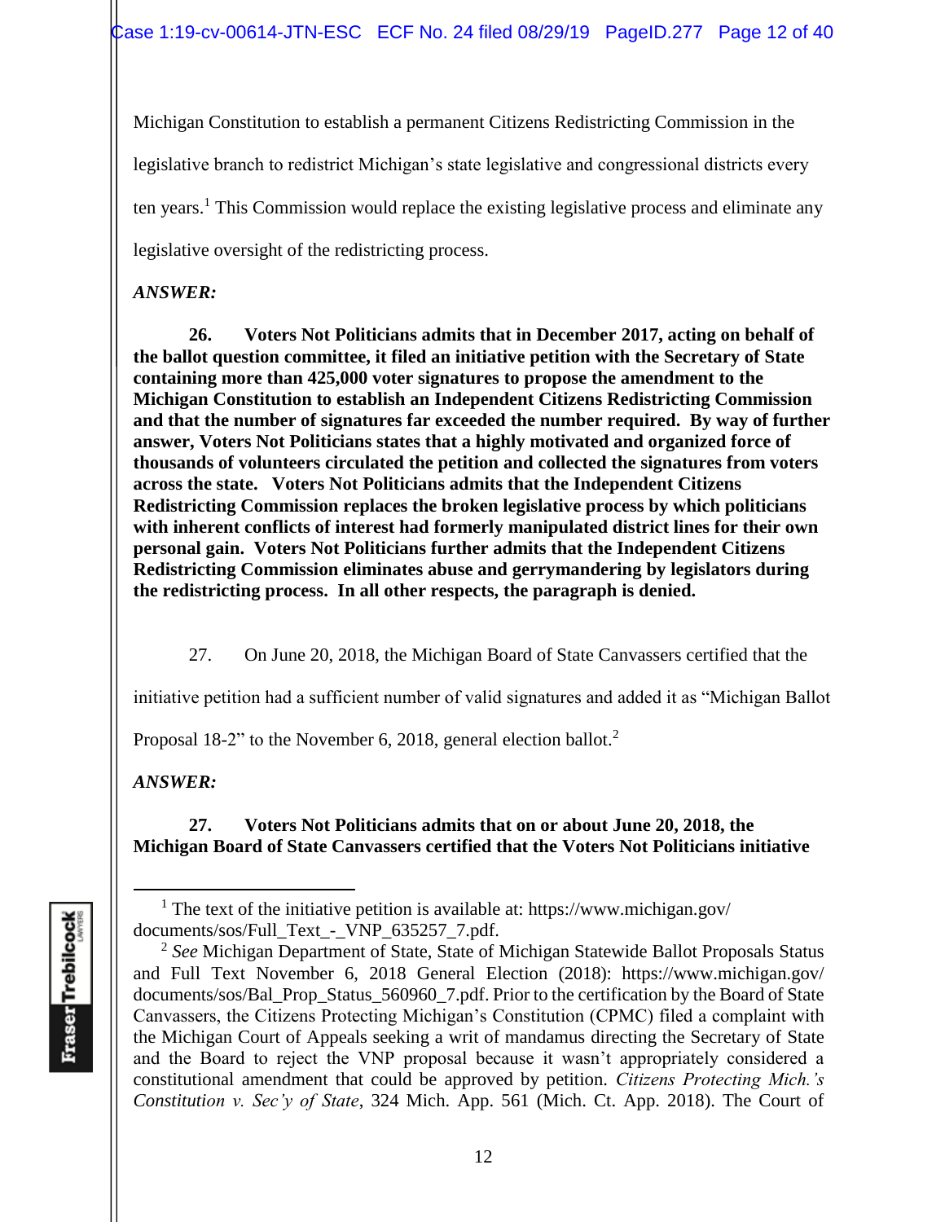Michigan Constitution to establish a permanent Citizens Redistricting Commission in the legislative branch to redistrict Michigan's state legislative and congressional districts every ten years.[1] This Commission would replace the existing legislative process and eliminate any legislative oversight of the redistricting process.

*ANSWER:*

**26. Voters Not Politicians admits that in December 2017, acting on behalf of the ballot question committee, it filed an initiative petition with the Secretary of State containing more than 425,000 voter signatures to propose the amendment to the Michigan Constitution to establish an Independent Citizens Redistricting Commission and that the number of signatures far exceeded the number required. By way of further answer, Voters Not Politicians states that a highly motivated and organized force of thousands of volunteers circulated the petition and collected the signatures from voters across the state. Voters Not Politicians admits that the Independent Citizens Redistricting Commission replaces the broken legislative process by which politicians with inherent conflicts of interest had formerly manipulated district lines for their own personal gain. Voters Not Politicians further admits that the Independent Citizens Redistricting Commission eliminates abuse and gerrymandering by legislators during the redistricting process. In all other respects, the paragraph is denied.**

27. On June 20, 2018, the Michigan Board of State Canvassers certified that the initiative petition had a sufficient number of valid signatures and added it as "Michigan Ballot Proposal 18-2" to the November 6, 2018, general election ballot.[2]

*ANSWER:*

**27. Voters Not Politicians admits that on or about June 20, 2018, the Michigan Board of State Canvassers certified that the Voters Not Politicians initiative**

---

[1] The text of the initiative petition is available at: https://www.michigan.gov/documents/sos/Full_Text_-_VNP_635257_7.pdf.

[2] *See* Michigan Department of State, State of Michigan Statewide Ballot Proposals Status and Full Text November 6, 2018 General Election (2018): https://www.michigan.gov/documents/sos/Bal_Prop_Status_560960_7.pdf. Prior to the certification by the Board of State Canvassers, the Citizens Protecting Michigan's Constitution (CPMC) filed a complaint with the Michigan Court of Appeals seeking a writ of mandamus directing the Secretary of State and the Board to reject the VNP proposal because it wasn't appropriately considered a constitutional amendment that could be approved by petition. *Citizens Protecting Mich.'s Constitution v. Sec'y of State*, 324 Mich. App. 561 (Mich. Ct. App. 2018). The Court of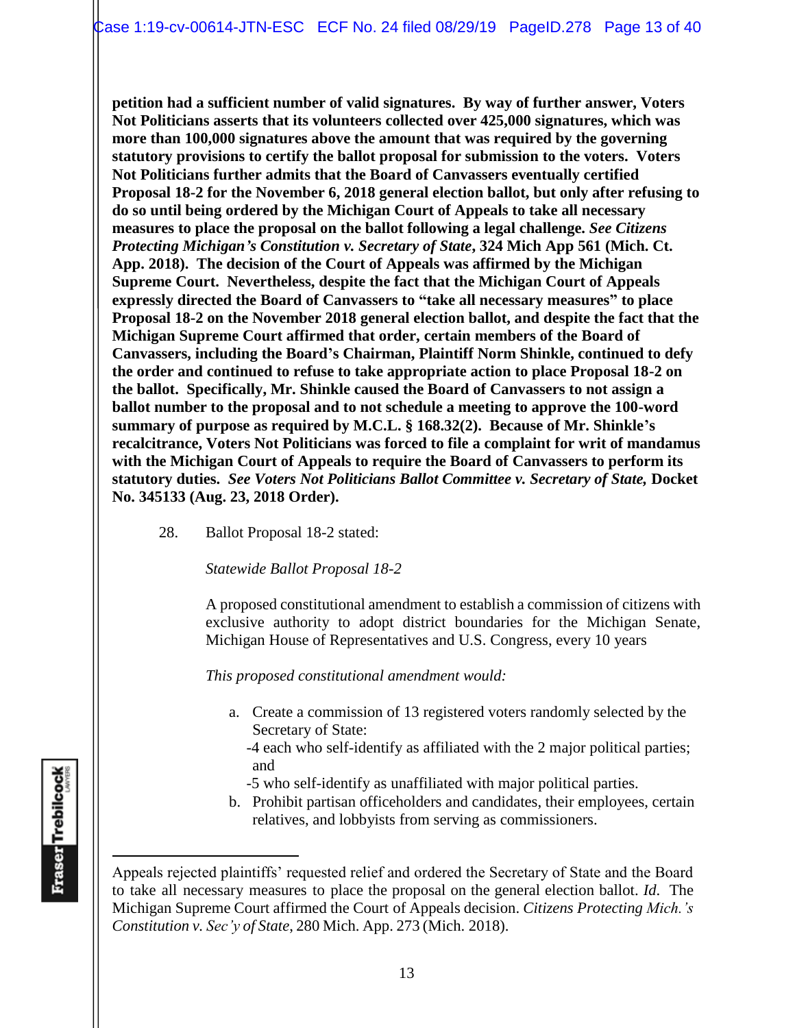**petition had a sufficient number of valid signatures. By way of further answer, Voters Not Politicians asserts that its volunteers collected over 425,000 signatures, which was more than 100,000 signatures above the amount that was required by the governing statutory provisions to certify the ballot proposal for submission to the voters. Voters Not Politicians further admits that the Board of Canvassers eventually certified Proposal 18-2 for the November 6, 2018 general election ballot, but only after refusing to do so until being ordered by the Michigan Court of Appeals to take all necessary measures to place the proposal on the ballot following a legal challenge. *See Citizens Protecting Michigan's Constitution v. Secretary of State*, 324 Mich App 561 (Mich. Ct. App. 2018). The decision of the Court of Appeals was affirmed by the Michigan Supreme Court. Nevertheless, despite the fact that the Michigan Court of Appeals expressly directed the Board of Canvassers to "take all necessary measures" to place Proposal 18-2 on the November 2018 general election ballot, and despite the fact that the Michigan Supreme Court affirmed that order, certain members of the Board of Canvassers, including the Board's Chairman, Plaintiff Norm Shinkle, continued to defy the order and continued to refuse to take appropriate action to place Proposal 18-2 on the ballot. Specifically, Mr. Shinkle caused the Board of Canvassers to not assign a ballot number to the proposal and to not schedule a meeting to approve the 100-word summary of purpose as required by M.C.L. § 168.32(2). Because of Mr. Shinkle's recalcitrance, Voters Not Politicians was forced to file a complaint for writ of mandamus with the Michigan Court of Appeals to require the Board of Canvassers to perform its statutory duties. *See Voters Not Politicians Ballot Committee v. Secretary of State,* Docket No. 345133 (Aug. 23, 2018 Order).**

28. Ballot Proposal 18-2 stated:

*Statewide Ballot Proposal 18-2*

A proposed constitutional amendment to establish a commission of citizens with exclusive authority to adopt district boundaries for the Michigan Senate, Michigan House of Representatives and U.S. Congress, every 10 years

*This proposed constitutional amendment would:*

a. Create a commission of 13 registered voters randomly selected by the Secretary of State:
   -4 each who self-identify as affiliated with the 2 major political parties; and
   -5 who self-identify as unaffiliated with major political parties.
b. Prohibit partisan officeholders and candidates, their employees, certain relatives, and lobbyists from serving as commissioners.

---

Appeals rejected plaintiffs' requested relief and ordered the Secretary of State and the Board to take all necessary measures to place the proposal on the general election ballot. *Id*. The Michigan Supreme Court affirmed the Court of Appeals decision. *Citizens Protecting Mich.'s Constitution v. Sec'y of State*, 280 Mich. App. 273 (Mich. 2018).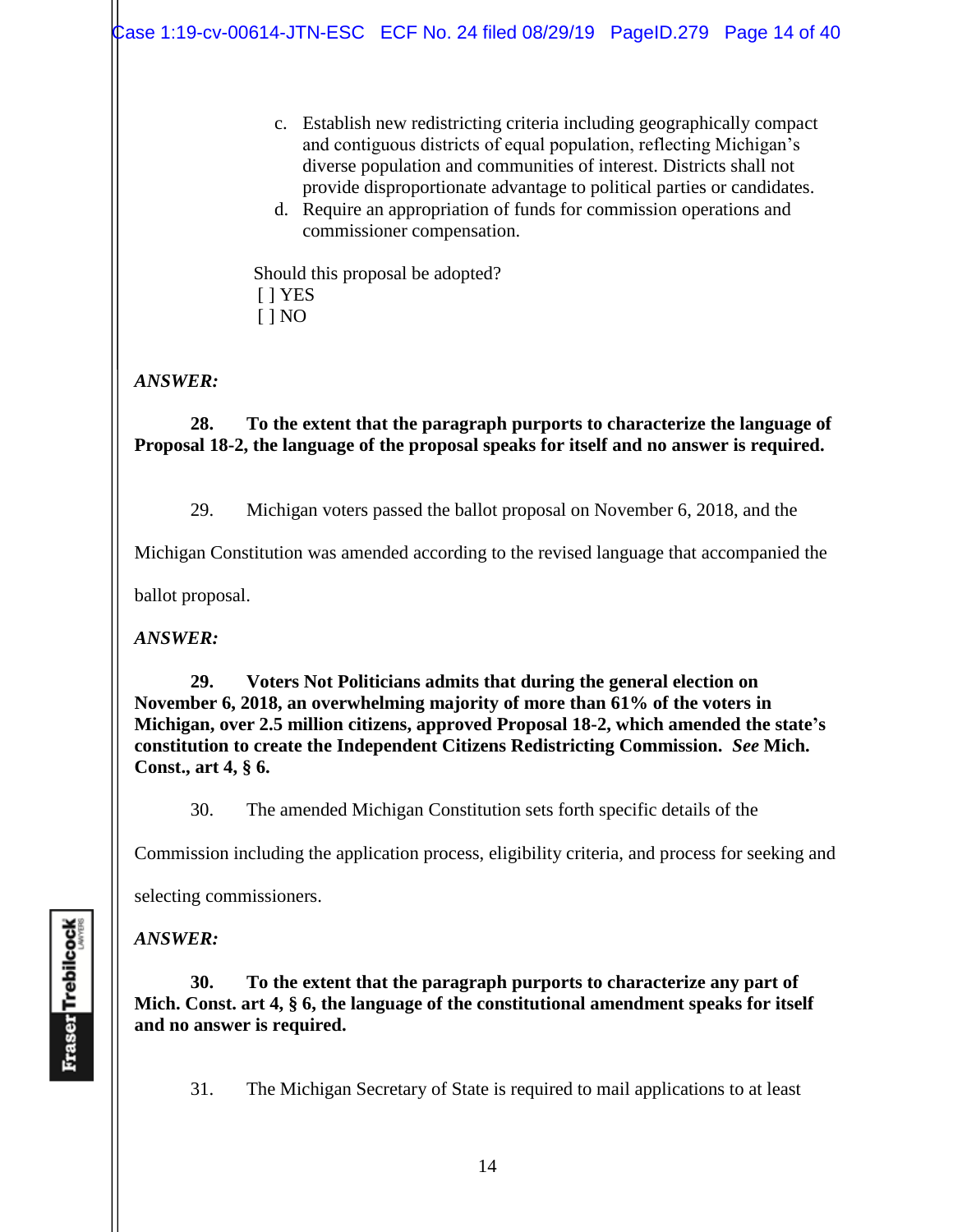c. Establish new redistricting criteria including geographically compact and contiguous districts of equal population, reflecting Michigan's diverse population and communities of interest. Districts shall not provide disproportionate advantage to political parties or candidates.

d. Require an appropriation of funds for commission operations and commissioner compensation.

Should this proposal be adopted?
[ ] YES
[ ] NO

***ANSWER:***

**28. To the extent that the paragraph purports to characterize the language of Proposal 18-2, the language of the proposal speaks for itself and no answer is required.**

29. Michigan voters passed the ballot proposal on November 6, 2018, and the Michigan Constitution was amended according to the revised language that accompanied the ballot proposal.

***ANSWER:***

**29. Voters Not Politicians admits that during the general election on November 6, 2018, an overwhelming majority of more than 61% of the voters in Michigan, over 2.5 million citizens, approved Proposal 18-2, which amended the state's constitution to create the Independent Citizens Redistricting Commission. *See* Mich. Const., art 4, § 6.**

30. The amended Michigan Constitution sets forth specific details of the Commission including the application process, eligibility criteria, and process for seeking and selecting commissioners.

***ANSWER:***

**30. To the extent that the paragraph purports to characterize any part of Mich. Const. art 4, § 6, the language of the constitutional amendment speaks for itself and no answer is required.**

31. The Michigan Secretary of State is required to mail applications to at least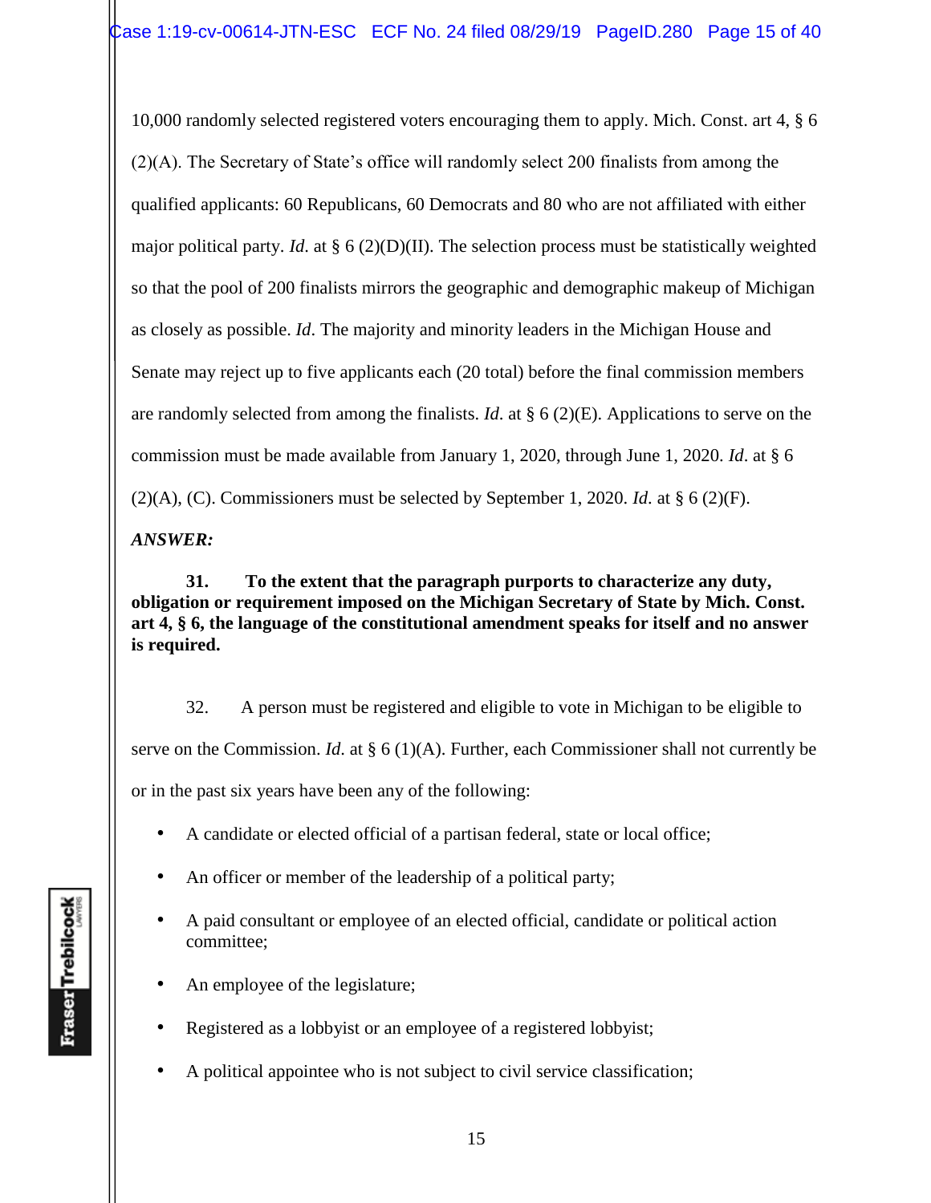10,000 randomly selected registered voters encouraging them to apply. Mich. Const. art 4, § 6 (2)(A). The Secretary of State's office will randomly select 200 finalists from among the qualified applicants: 60 Republicans, 60 Democrats and 80 who are not affiliated with either major political party. *Id*. at § 6 (2)(D)(II). The selection process must be statistically weighted so that the pool of 200 finalists mirrors the geographic and demographic makeup of Michigan as closely as possible. *Id*. The majority and minority leaders in the Michigan House and Senate may reject up to five applicants each (20 total) before the final commission members are randomly selected from among the finalists. *Id*. at § 6 (2)(E). Applications to serve on the commission must be made available from January 1, 2020, through June 1, 2020. *Id*. at § 6 (2)(A), (C). Commissioners must be selected by September 1, 2020. *Id*. at § 6 (2)(F).

***ANSWER:***

**31. To the extent that the paragraph purports to characterize any duty, obligation or requirement imposed on the Michigan Secretary of State by Mich. Const. art 4, § 6, the language of the constitutional amendment speaks for itself and no answer is required.**

32. A person must be registered and eligible to vote in Michigan to be eligible to serve on the Commission. *Id*. at § 6 (1)(A). Further, each Commissioner shall not currently be or in the past six years have been any of the following:

- A candidate or elected official of a partisan federal, state or local office;
- An officer or member of the leadership of a political party;
- A paid consultant or employee of an elected official, candidate or political action committee;
- An employee of the legislature;
- Registered as a lobbyist or an employee of a registered lobbyist;
- A political appointee who is not subject to civil service classification;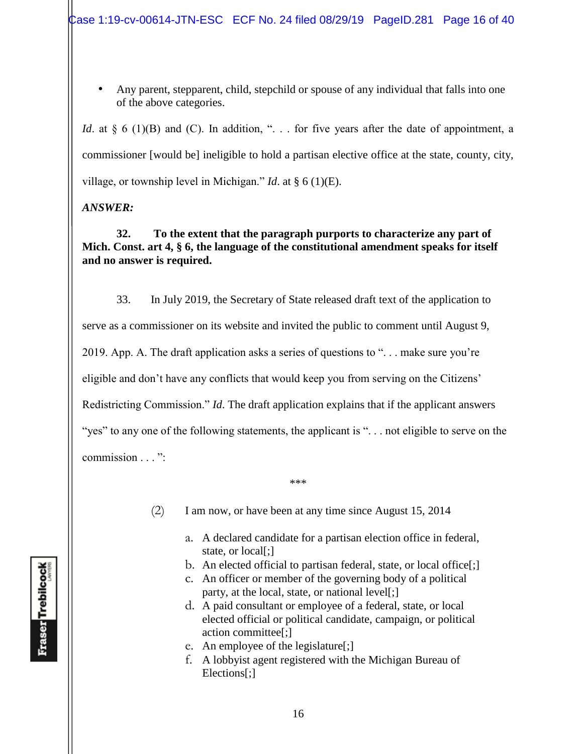- Any parent, stepparent, child, stepchild or spouse of any individual that falls into one of the above categories.

*Id*. at § 6 (1)(B) and (C). In addition, ". . . for five years after the date of appointment, a commissioner [would be] ineligible to hold a partisan elective office at the state, county, city, village, or township level in Michigan." *Id*. at § 6 (1)(E).

***ANSWER:***

**32. To the extent that the paragraph purports to characterize any part of Mich. Const. art 4, § 6, the language of the constitutional amendment speaks for itself and no answer is required.**

33. In July 2019, the Secretary of State released draft text of the application to serve as a commissioner on its website and invited the public to comment until August 9, 2019. App. A. The draft application asks a series of questions to ". . . make sure you're eligible and don't have any conflicts that would keep you from serving on the Citizens' Redistricting Commission." *Id*. The draft application explains that if the applicant answers "yes" to any one of the following statements, the applicant is ". . . not eligible to serve on the commission . . . ":

\*\*\*

(2) I am now, or have been at any time since August 15, 2014

a. A declared candidate for a partisan election office in federal, state, or local[;]
b. An elected official to partisan federal, state, or local office[;]
c. An officer or member of the governing body of a political party, at the local, state, or national level[;]
d. A paid consultant or employee of a federal, state, or local elected official or political candidate, campaign, or political action committee[;]
e. An employee of the legislature[;]
f. A lobbyist agent registered with the Michigan Bureau of Elections[;]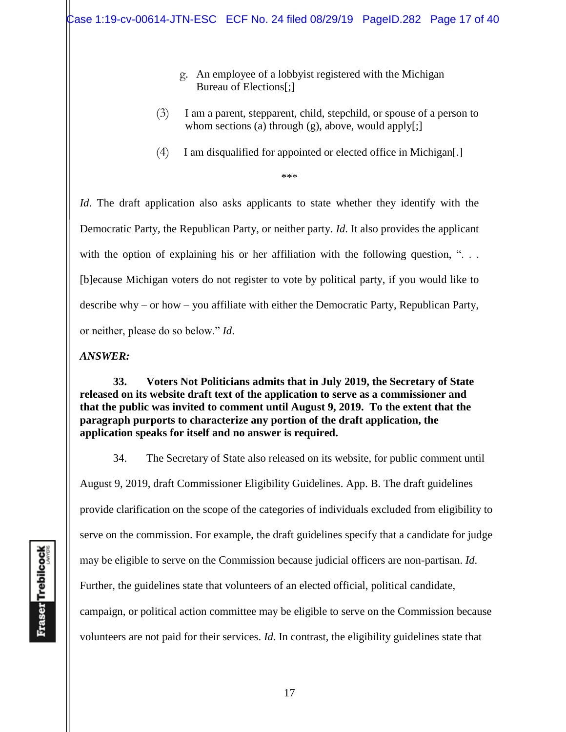g. An employee of a lobbyist registered with the Michigan Bureau of Elections[;]

(3) I am a parent, stepparent, child, stepchild, or spouse of a person to whom sections (a) through (g), above, would apply[;]

(4) I am disqualified for appointed or elected office in Michigan[.]

***

*Id*. The draft application also asks applicants to state whether they identify with the Democratic Party, the Republican Party, or neither party. *Id*. It also provides the applicant with the option of explaining his or her affiliation with the following question, ". . . [b]ecause Michigan voters do not register to vote by political party, if you would like to describe why – or how – you affiliate with either the Democratic Party, Republican Party, or neither, please do so below." *Id*.

***ANSWER:***

**33. Voters Not Politicians admits that in July 2019, the Secretary of State released on its website draft text of the application to serve as a commissioner and that the public was invited to comment until August 9, 2019. To the extent that the paragraph purports to characterize any portion of the draft application, the application speaks for itself and no answer is required.**

34. The Secretary of State also released on its website, for public comment until August 9, 2019, draft Commissioner Eligibility Guidelines. App. B. The draft guidelines provide clarification on the scope of the categories of individuals excluded from eligibility to serve on the commission. For example, the draft guidelines specify that a candidate for judge may be eligible to serve on the Commission because judicial officers are non-partisan. *Id*. Further, the guidelines state that volunteers of an elected official, political candidate, campaign, or political action committee may be eligible to serve on the Commission because volunteers are not paid for their services. *Id*. In contrast, the eligibility guidelines state that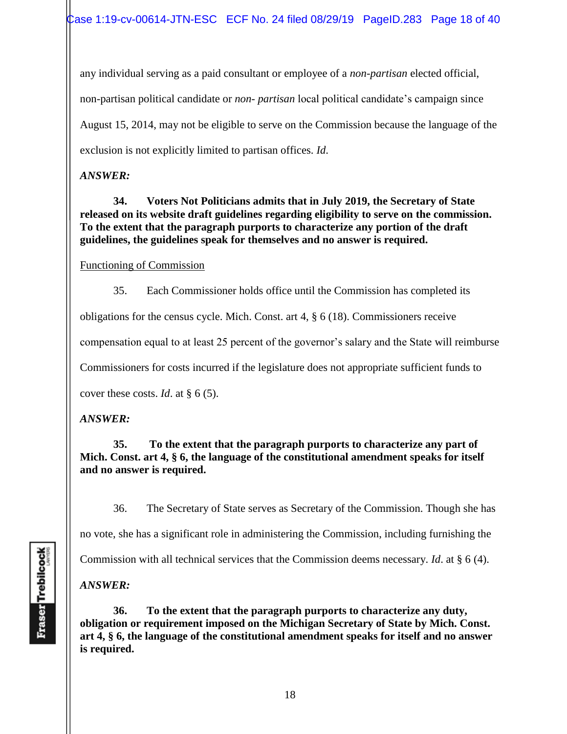any individual serving as a paid consultant or employee of a *non-partisan* elected official, non-partisan political candidate or *non- partisan* local political candidate's campaign since August 15, 2014, may not be eligible to serve on the Commission because the language of the exclusion is not explicitly limited to partisan offices. *Id.*

***ANSWER:***

**34. Voters Not Politicians admits that in July 2019, the Secretary of State released on its website draft guidelines regarding eligibility to serve on the commission. To the extent that the paragraph purports to characterize any portion of the draft guidelines, the guidelines speak for themselves and no answer is required.**

<u>Functioning of Commission</u>

35. Each Commissioner holds office until the Commission has completed its obligations for the census cycle. Mich. Const. art 4, § 6 (18). Commissioners receive compensation equal to at least 25 percent of the governor's salary and the State will reimburse Commissioners for costs incurred if the legislature does not appropriate sufficient funds to cover these costs. *Id*. at § 6 (5).

***ANSWER:***

**35. To the extent that the paragraph purports to characterize any part of Mich. Const. art 4, § 6, the language of the constitutional amendment speaks for itself and no answer is required.**

36. The Secretary of State serves as Secretary of the Commission. Though she has no vote, she has a significant role in administering the Commission, including furnishing the Commission with all technical services that the Commission deems necessary. *Id*. at § 6 (4).

***ANSWER:***

**36. To the extent that the paragraph purports to characterize any duty, obligation or requirement imposed on the Michigan Secretary of State by Mich. Const. art 4, § 6, the language of the constitutional amendment speaks for itself and no answer is required.**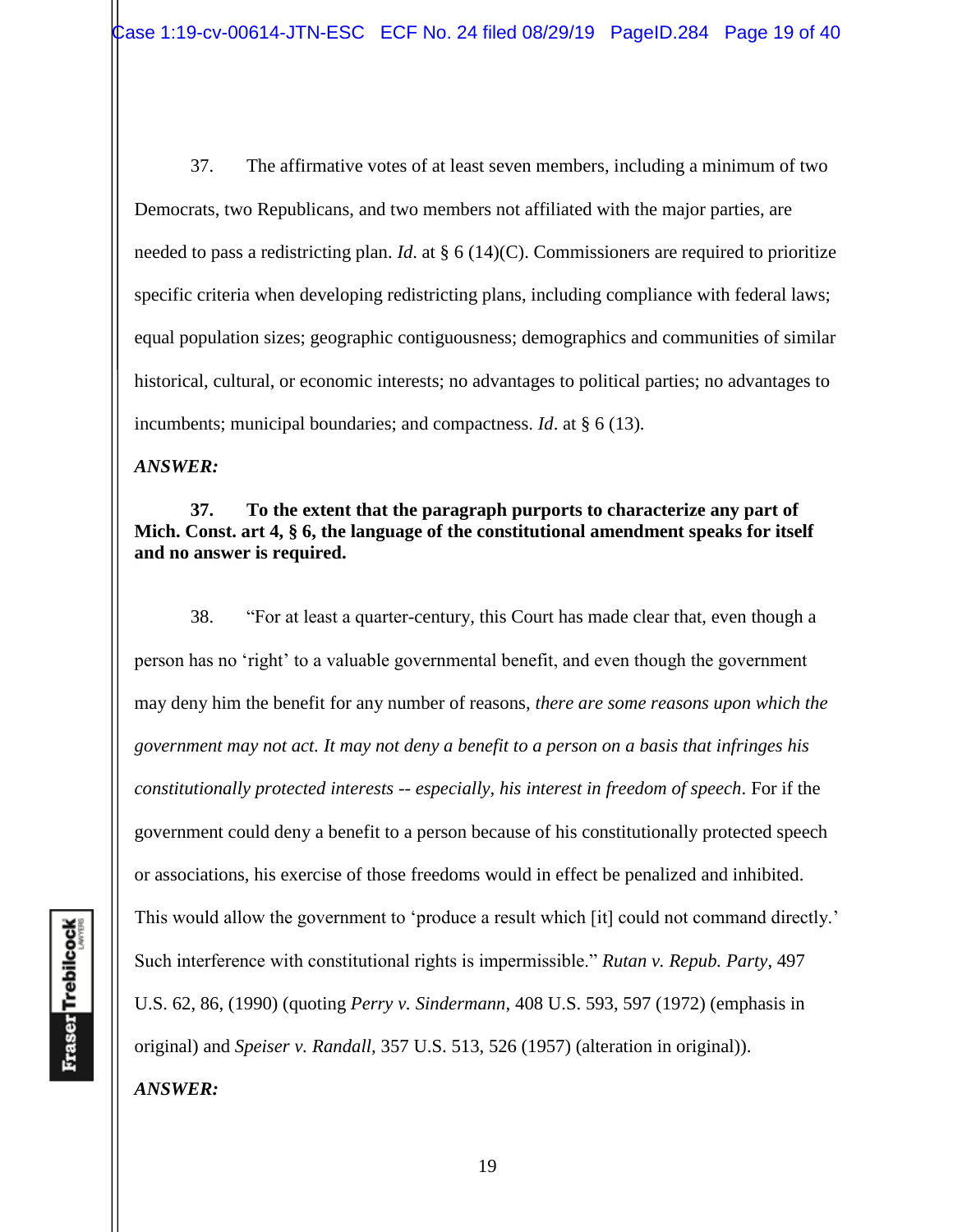37. The affirmative votes of at least seven members, including a minimum of two Democrats, two Republicans, and two members not affiliated with the major parties, are needed to pass a redistricting plan. *Id*. at § 6 (14)(C). Commissioners are required to prioritize specific criteria when developing redistricting plans, including compliance with federal laws; equal population sizes; geographic contiguousness; demographics and communities of similar historical, cultural, or economic interests; no advantages to political parties; no advantages to incumbents; municipal boundaries; and compactness. *Id*. at § 6 (13).

***ANSWER:***

**37. To the extent that the paragraph purports to characterize any part of Mich. Const. art 4, § 6, the language of the constitutional amendment speaks for itself and no answer is required.**

38. "For at least a quarter-century, this Court has made clear that, even though a person has no 'right' to a valuable governmental benefit, and even though the government may deny him the benefit for any number of reasons, *there are some reasons upon which the government may not act. It may not deny a benefit to a person on a basis that infringes his constitutionally protected interests -- especially, his interest in freedom of speech*. For if the government could deny a benefit to a person because of his constitutionally protected speech or associations, his exercise of those freedoms would in effect be penalized and inhibited. This would allow the government to 'produce a result which [it] could not command directly.' Such interference with constitutional rights is impermissible." *Rutan v. Repub. Party*, 497 U.S. 62, 86, (1990) (quoting *Perry v. Sindermann*, 408 U.S. 593, 597 (1972) (emphasis in original) and *Speiser v. Randall,* 357 U.S. 513, 526 (1957) (alteration in original)).

***ANSWER:***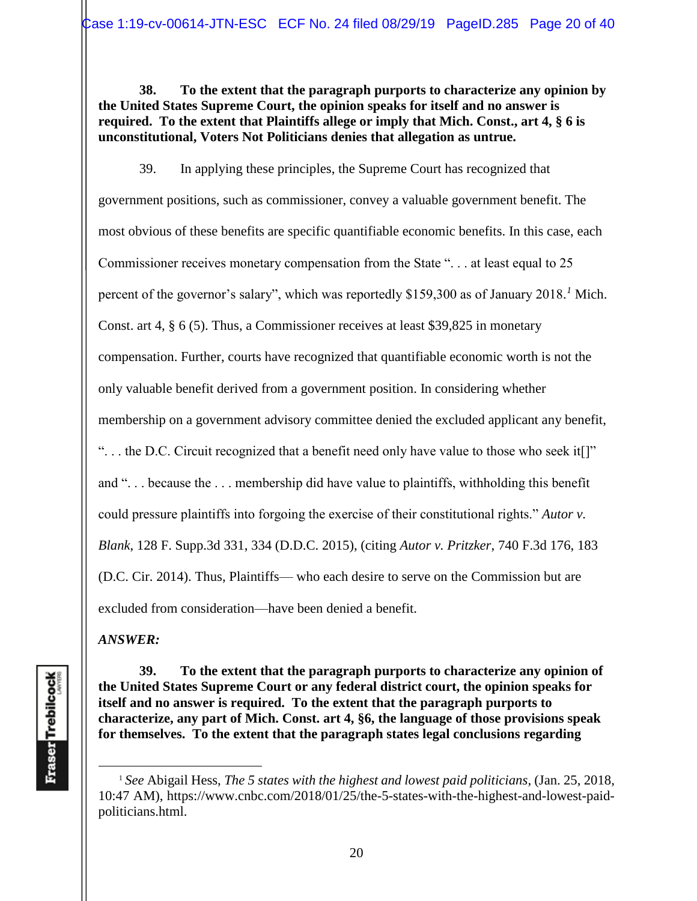**38. To the extent that the paragraph purports to characterize any opinion by the United States Supreme Court, the opinion speaks for itself and no answer is required. To the extent that Plaintiffs allege or imply that Mich. Const., art 4, § 6 is unconstitutional, Voters Not Politicians denies that allegation as untrue.**

39. In applying these principles, the Supreme Court has recognized that government positions, such as commissioner, convey a valuable government benefit. The most obvious of these benefits are specific quantifiable economic benefits. In this case, each Commissioner receives monetary compensation from the State ". . . at least equal to 25 percent of the governor's salary", which was reportedly $159,300 as of January 2018.[1] Mich. Const. art 4, § 6 (5). Thus, a Commissioner receives at least $39,825 in monetary compensation. Further, courts have recognized that quantifiable economic worth is not the only valuable benefit derived from a government position. In considering whether membership on a government advisory committee denied the excluded applicant any benefit, ". . . the D.C. Circuit recognized that a benefit need only have value to those who seek it[]" and ". . . because the . . . membership did have value to plaintiffs, withholding this benefit could pressure plaintiffs into forgoing the exercise of their constitutional rights." *Autor v. Blank*, 128 F. Supp.3d 331, 334 (D.D.C. 2015), (citing *Autor v. Pritzker*, 740 F.3d 176, 183 (D.C. Cir. 2014). Thus, Plaintiffs— who each desire to serve on the Commission but are excluded from consideration—have been denied a benefit.

***ANSWER:***

**39. To the extent that the paragraph purports to characterize any opinion of the United States Supreme Court or any federal district court, the opinion speaks for itself and no answer is required. To the extent that the paragraph purports to characterize, any part of Mich. Const. art 4, §6, the language of those provisions speak for themselves. To the extent that the paragraph states legal conclusions regarding**

---

[1] *See* Abigail Hess, *The 5 states with the highest and lowest paid politicians*, (Jan. 25, 2018, 10:47 AM), https://www.cnbc.com/2018/01/25/the-5-states-with-the-highest-and-lowest-paid-politicians.html.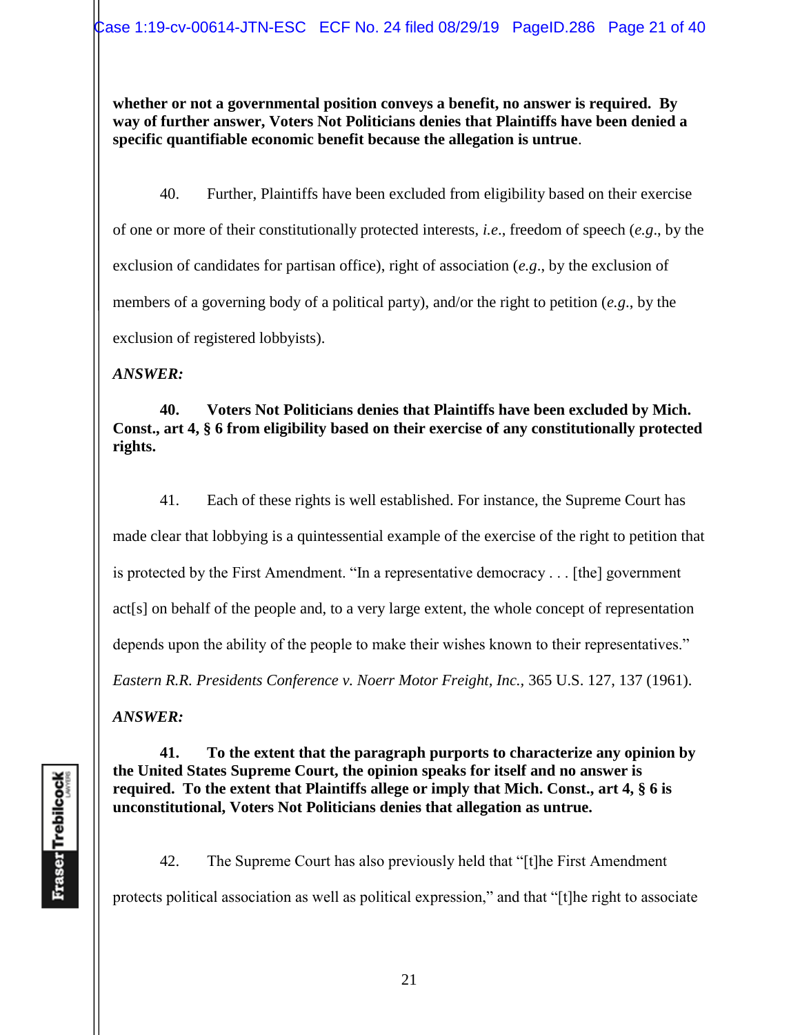**whether or not a governmental position conveys a benefit, no answer is required. By way of further answer, Voters Not Politicians denies that Plaintiffs have been denied a specific quantifiable economic benefit because the allegation is untrue**.

40. Further, Plaintiffs have been excluded from eligibility based on their exercise of one or more of their constitutionally protected interests, *i.e*., freedom of speech (*e.g*., by the exclusion of candidates for partisan office), right of association (*e.g*., by the exclusion of members of a governing body of a political party), and/or the right to petition (*e.g*., by the exclusion of registered lobbyists).

***ANSWER:***

**40. Voters Not Politicians denies that Plaintiffs have been excluded by Mich. Const., art 4, § 6 from eligibility based on their exercise of any constitutionally protected rights.**

41. Each of these rights is well established. For instance, the Supreme Court has made clear that lobbying is a quintessential example of the exercise of the right to petition that is protected by the First Amendment. "In a representative democracy . . . [the] government act[s] on behalf of the people and, to a very large extent, the whole concept of representation depends upon the ability of the people to make their wishes known to their representatives." *Eastern R.R. Presidents Conference v. Noerr Motor Freight, Inc.*, 365 U.S. 127, 137 (1961).

***ANSWER:***

**41. To the extent that the paragraph purports to characterize any opinion by the United States Supreme Court, the opinion speaks for itself and no answer is required. To the extent that Plaintiffs allege or imply that Mich. Const., art 4, § 6 is unconstitutional, Voters Not Politicians denies that allegation as untrue.**

42. The Supreme Court has also previously held that "[t]he First Amendment protects political association as well as political expression," and that "[t]he right to associate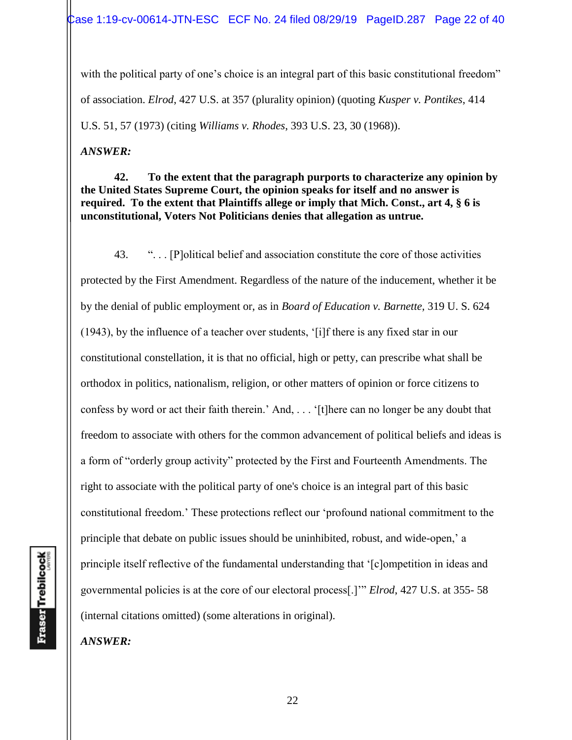with the political party of one's choice is an integral part of this basic constitutional freedom" of association. *Elrod*, 427 U.S. at 357 (plurality opinion) (quoting *Kusper v. Pontikes*, 414 U.S. 51, 57 (1973) (citing *Williams v. Rhodes*, 393 U.S. 23, 30 (1968)).

***ANSWER:***

**42. To the extent that the paragraph purports to characterize any opinion by the United States Supreme Court, the opinion speaks for itself and no answer is required. To the extent that Plaintiffs allege or imply that Mich. Const., art 4, § 6 is unconstitutional, Voters Not Politicians denies that allegation as untrue.**

43. ". . . [P]olitical belief and association constitute the core of those activities protected by the First Amendment. Regardless of the nature of the inducement, whether it be by the denial of public employment or, as in *Board of Education v. Barnette*, 319 U. S. 624 (1943), by the influence of a teacher over students, '[i]f there is any fixed star in our constitutional constellation, it is that no official, high or petty, can prescribe what shall be orthodox in politics, nationalism, religion, or other matters of opinion or force citizens to confess by word or act their faith therein.' And, . . . '[t]here can no longer be any doubt that freedom to associate with others for the common advancement of political beliefs and ideas is a form of "orderly group activity" protected by the First and Fourteenth Amendments. The right to associate with the political party of one's choice is an integral part of this basic constitutional freedom.' These protections reflect our 'profound national commitment to the principle that debate on public issues should be uninhibited, robust, and wide-open,' a principle itself reflective of the fundamental understanding that '[c]ompetition in ideas and governmental policies is at the core of our electoral process[.]'" *Elrod*, 427 U.S. at 355- 58 (internal citations omitted) (some alterations in original).

***ANSWER:***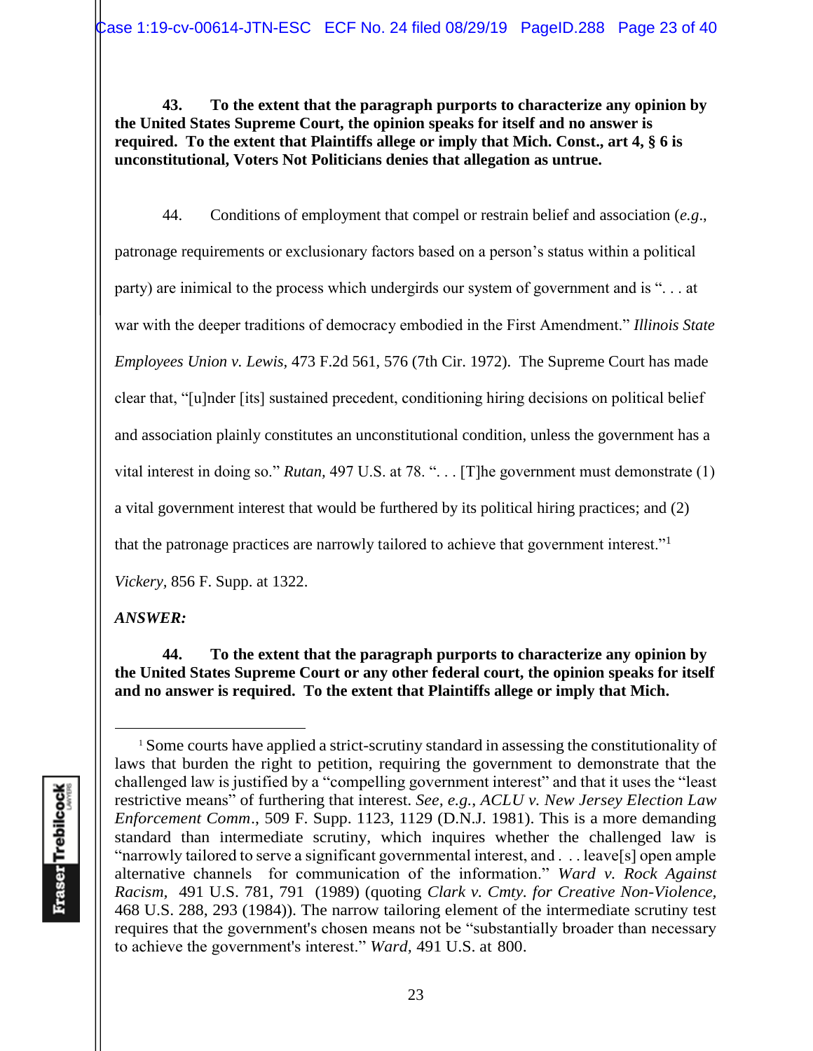**43. To the extent that the paragraph purports to characterize any opinion by the United States Supreme Court, the opinion speaks for itself and no answer is required. To the extent that Plaintiffs allege or imply that Mich. Const., art 4, § 6 is unconstitutional, Voters Not Politicians denies that allegation as untrue.**

44. Conditions of employment that compel or restrain belief and association (*e.g*., patronage requirements or exclusionary factors based on a person's status within a political party) are inimical to the process which undergirds our system of government and is ". . . at war with the deeper traditions of democracy embodied in the First Amendment." *Illinois State Employees Union v. Lewis*, 473 F.2d 561, 576 (7th Cir. 1972). The Supreme Court has made clear that, "[u]nder [its] sustained precedent, conditioning hiring decisions on political belief and association plainly constitutes an unconstitutional condition, unless the government has a vital interest in doing so." *Rutan*, 497 U.S. at 78. ". . . [T]he government must demonstrate (1) a vital government interest that would be furthered by its political hiring practices; and (2) that the patronage practices are narrowly tailored to achieve that government interest."[1] *Vickery*, 856 F. Supp. at 1322.

***ANSWER:***

**44. To the extent that the paragraph purports to characterize any opinion by the United States Supreme Court or any other federal court, the opinion speaks for itself and no answer is required. To the extent that Plaintiffs allege or imply that Mich.**

---

[1] Some courts have applied a strict-scrutiny standard in assessing the constitutionality of laws that burden the right to petition, requiring the government to demonstrate that the challenged law is justified by a "compelling government interest" and that it uses the "least restrictive means" of furthering that interest. *See, e.g., ACLU v. New Jersey Election Law Enforcement Comm*., 509 F. Supp. 1123, 1129 (D.N.J. 1981). This is a more demanding standard than intermediate scrutiny, which inquires whether the challenged law is "narrowly tailored to serve a significant governmental interest, and . . . leave[s] open ample alternative channels for communication of the information." *Ward v. Rock Against Racism*, 491 U.S. 781, 791 (1989) (quoting *Clark v. Cmty. for Creative Non-Violence*, 468 U.S. 288, 293 (1984)). The narrow tailoring element of the intermediate scrutiny test requires that the government's chosen means not be "substantially broader than necessary to achieve the government's interest." *Ward*, 491 U.S. at 800.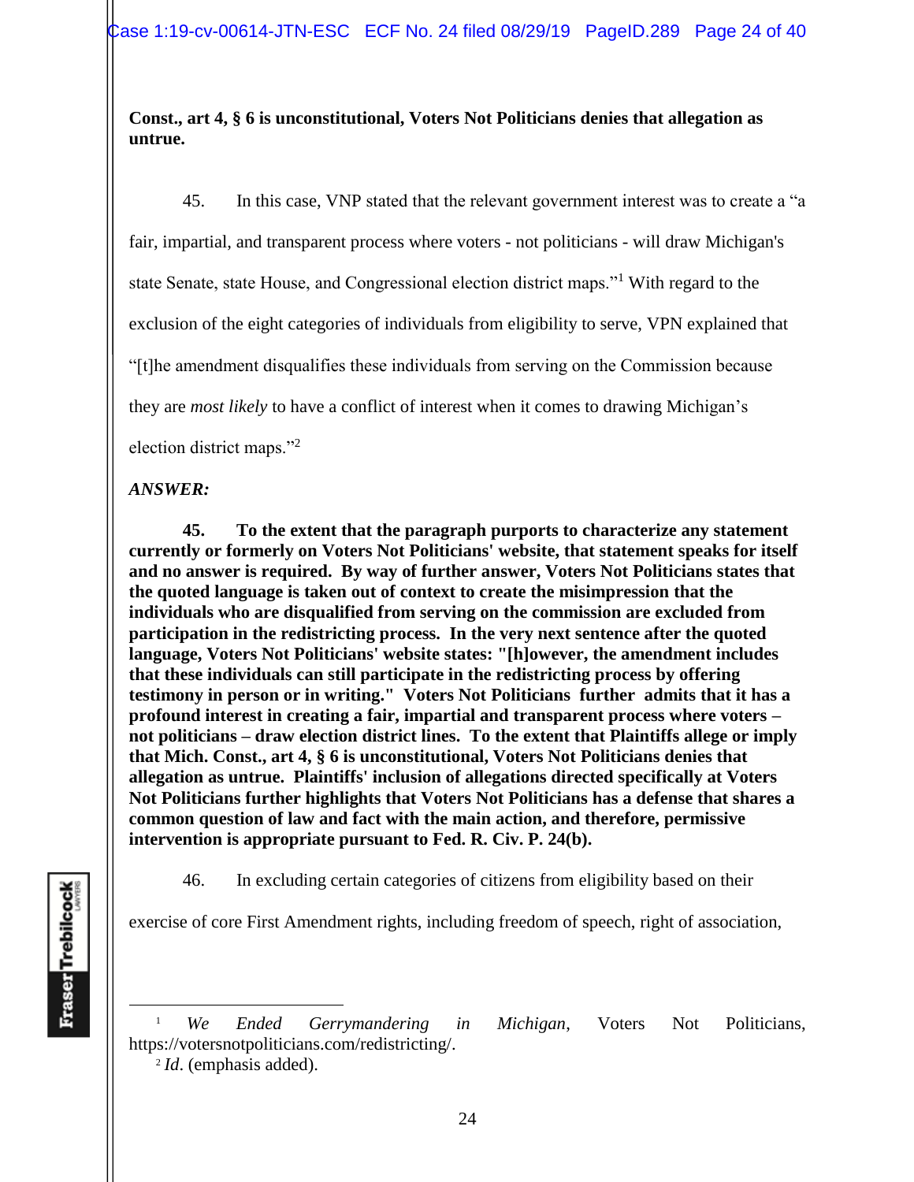**Const., art 4, § 6 is unconstitutional, Voters Not Politicians denies that allegation as untrue.**

45. In this case, VNP stated that the relevant government interest was to create a "a fair, impartial, and transparent process where voters - not politicians - will draw Michigan's state Senate, state House, and Congressional election district maps."[1] With regard to the exclusion of the eight categories of individuals from eligibility to serve, VPN explained that "[t]he amendment disqualifies these individuals from serving on the Commission because they are *most likely* to have a conflict of interest when it comes to drawing Michigan's election district maps."[2]

***ANSWER:***

**45. To the extent that the paragraph purports to characterize any statement currently or formerly on Voters Not Politicians' website, that statement speaks for itself and no answer is required. By way of further answer, Voters Not Politicians states that the quoted language is taken out of context to create the misimpression that the individuals who are disqualified from serving on the commission are excluded from participation in the redistricting process. In the very next sentence after the quoted language, Voters Not Politicians' website states: "[h]owever, the amendment includes that these individuals can still participate in the redistricting process by offering testimony in person or in writing." Voters Not Politicians further admits that it has a profound interest in creating a fair, impartial and transparent process where voters – not politicians – draw election district lines. To the extent that Plaintiffs allege or imply that Mich. Const., art 4, § 6 is unconstitutional, Voters Not Politicians denies that allegation as untrue. Plaintiffs' inclusion of allegations directed specifically at Voters Not Politicians further highlights that Voters Not Politicians has a defense that shares a common question of law and fact with the main action, and therefore, permissive intervention is appropriate pursuant to Fed. R. Civ. P. 24(b).**

46. In excluding certain categories of citizens from eligibility based on their exercise of core First Amendment rights, including freedom of speech, right of association,

---

[1] *We Ended Gerrymandering in Michigan*, Voters Not Politicians, https://votersnotpoliticians.com/redistricting/.

[2] *Id*. (emphasis added).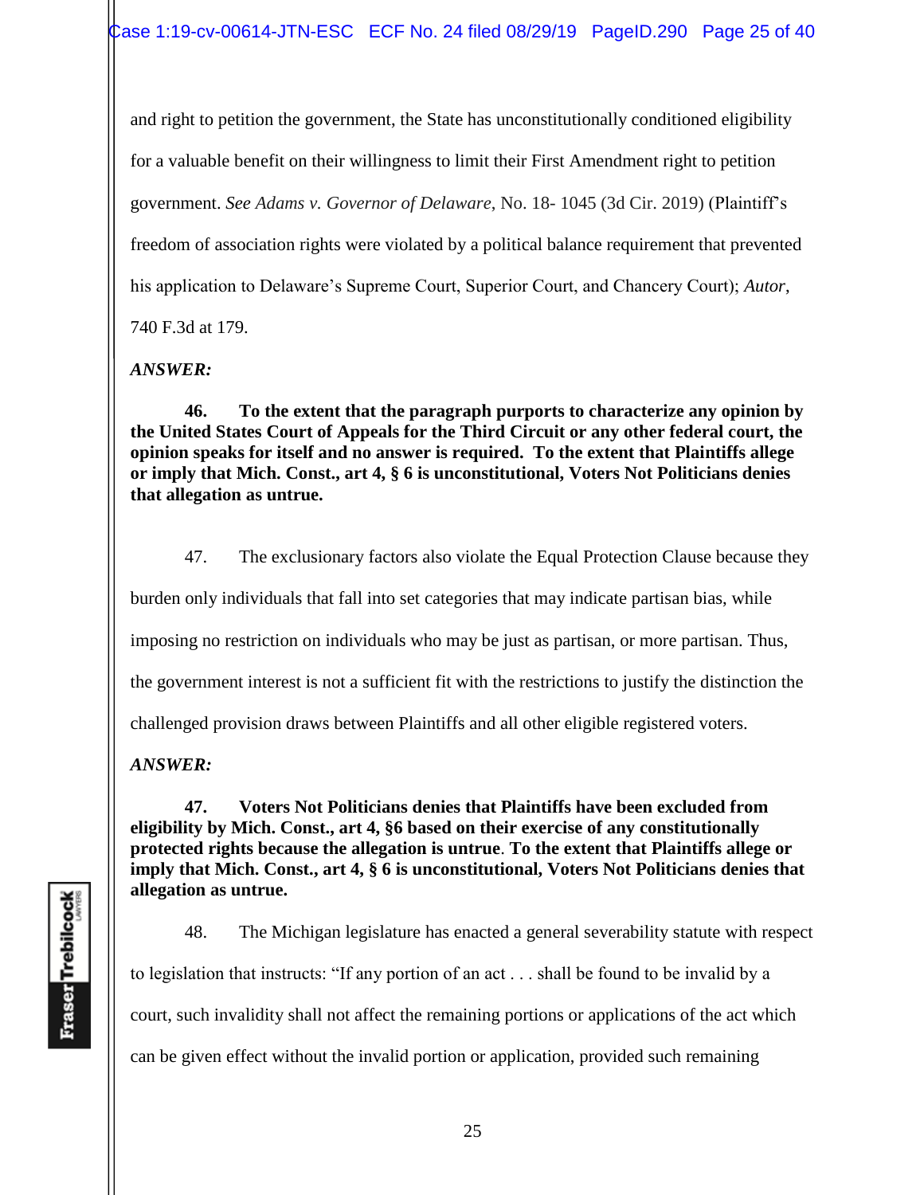and right to petition the government, the State has unconstitutionally conditioned eligibility for a valuable benefit on their willingness to limit their First Amendment right to petition government. *See Adams v. Governor of Delaware*, No. 18- 1045 (3d Cir. 2019) (Plaintiff's freedom of association rights were violated by a political balance requirement that prevented his application to Delaware's Supreme Court, Superior Court, and Chancery Court); *Autor*, 740 F.3d at 179.

***ANSWER:***

**46. To the extent that the paragraph purports to characterize any opinion by the United States Court of Appeals for the Third Circuit or any other federal court, the opinion speaks for itself and no answer is required. To the extent that Plaintiffs allege or imply that Mich. Const., art 4, § 6 is unconstitutional, Voters Not Politicians denies that allegation as untrue.**

47. The exclusionary factors also violate the Equal Protection Clause because they burden only individuals that fall into set categories that may indicate partisan bias, while imposing no restriction on individuals who may be just as partisan, or more partisan. Thus, the government interest is not a sufficient fit with the restrictions to justify the distinction the challenged provision draws between Plaintiffs and all other eligible registered voters.

***ANSWER:***

**47. Voters Not Politicians denies that Plaintiffs have been excluded from eligibility by Mich. Const., art 4, §6 based on their exercise of any constitutionally protected rights because the allegation is untrue. To the extent that Plaintiffs allege or imply that Mich. Const., art 4, § 6 is unconstitutional, Voters Not Politicians denies that allegation as untrue.**

48. The Michigan legislature has enacted a general severability statute with respect to legislation that instructs: "If any portion of an act . . . shall be found to be invalid by a court, such invalidity shall not affect the remaining portions or applications of the act which can be given effect without the invalid portion or application, provided such remaining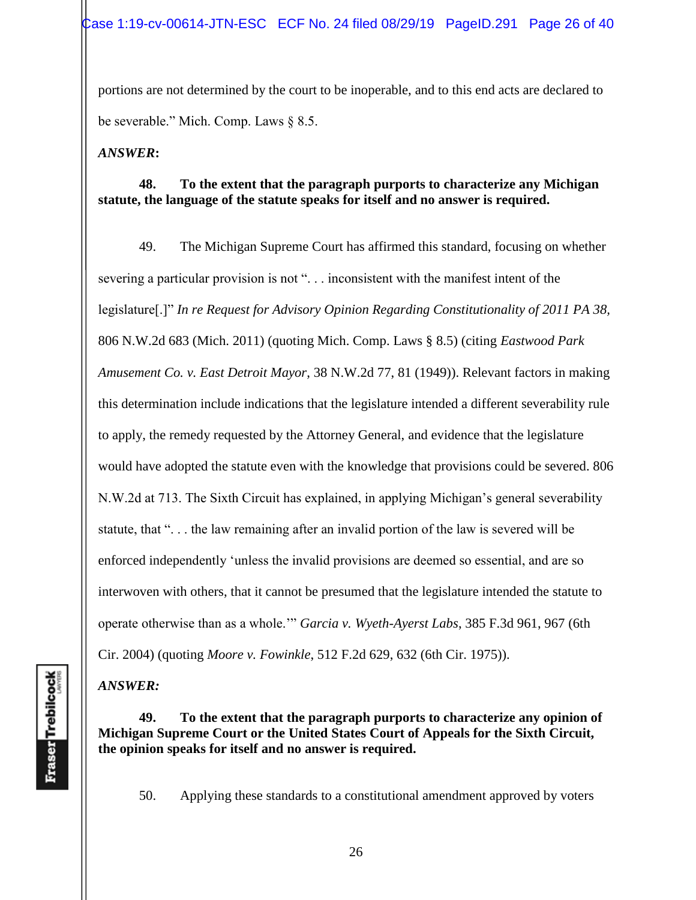portions are not determined by the court to be inoperable, and to this end acts are declared to be severable." Mich. Comp. Laws § 8.5.

***ANSWER*:**

**48. To the extent that the paragraph purports to characterize any Michigan statute, the language of the statute speaks for itself and no answer is required.**

49. The Michigan Supreme Court has affirmed this standard, focusing on whether severing a particular provision is not ". . . inconsistent with the manifest intent of the legislature[.]" *In re Request for Advisory Opinion Regarding Constitutionality of 2011 PA 38*, 806 N.W.2d 683 (Mich. 2011) (quoting Mich. Comp. Laws § 8.5) (citing *Eastwood Park Amusement Co. v. East Detroit Mayor*, 38 N.W.2d 77, 81 (1949)). Relevant factors in making this determination include indications that the legislature intended a different severability rule to apply, the remedy requested by the Attorney General, and evidence that the legislature would have adopted the statute even with the knowledge that provisions could be severed. 806 N.W.2d at 713. The Sixth Circuit has explained, in applying Michigan's general severability statute, that ". . . the law remaining after an invalid portion of the law is severed will be enforced independently 'unless the invalid provisions are deemed so essential, and are so interwoven with others, that it cannot be presumed that the legislature intended the statute to operate otherwise than as a whole.'" *Garcia v. Wyeth-Ayerst Labs*, 385 F.3d 961, 967 (6th Cir. 2004) (quoting *Moore v. Fowinkle*, 512 F.2d 629, 632 (6th Cir. 1975)).

***ANSWER:***

**49. To the extent that the paragraph purports to characterize any opinion of Michigan Supreme Court or the United States Court of Appeals for the Sixth Circuit, the opinion speaks for itself and no answer is required.**

50. Applying these standards to a constitutional amendment approved by voters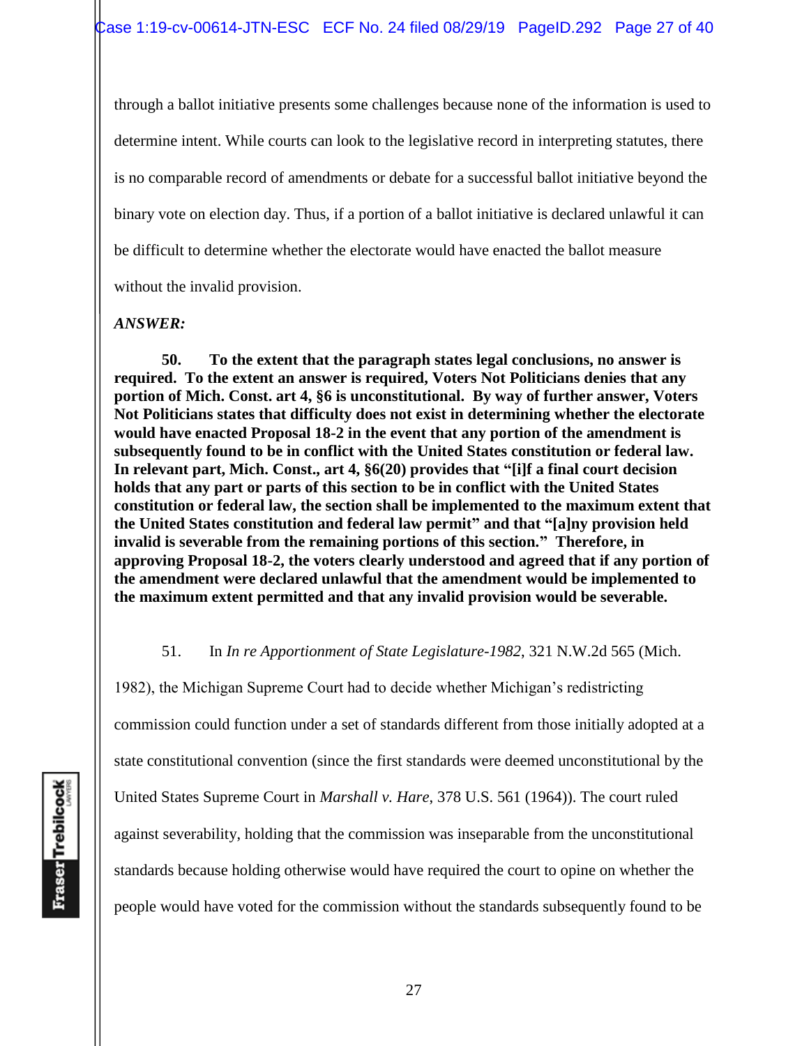through a ballot initiative presents some challenges because none of the information is used to determine intent. While courts can look to the legislative record in interpreting statutes, there is no comparable record of amendments or debate for a successful ballot initiative beyond the binary vote on election day. Thus, if a portion of a ballot initiative is declared unlawful it can be difficult to determine whether the electorate would have enacted the ballot measure without the invalid provision.

***ANSWER:***

**50. To the extent that the paragraph states legal conclusions, no answer is required. To the extent an answer is required, Voters Not Politicians denies that any portion of Mich. Const. art 4, §6 is unconstitutional. By way of further answer, Voters Not Politicians states that difficulty does not exist in determining whether the electorate would have enacted Proposal 18-2 in the event that any portion of the amendment is subsequently found to be in conflict with the United States constitution or federal law. In relevant part, Mich. Const., art 4, §6(20) provides that "[i]f a final court decision holds that any part or parts of this section to be in conflict with the United States constitution or federal law, the section shall be implemented to the maximum extent that the United States constitution and federal law permit" and that "[a]ny provision held invalid is severable from the remaining portions of this section." Therefore, in approving Proposal 18-2, the voters clearly understood and agreed that if any portion of the amendment were declared unlawful that the amendment would be implemented to the maximum extent permitted and that any invalid provision would be severable.**

51. In *In re Apportionment of State Legislature-1982*, 321 N.W.2d 565 (Mich. 1982), the Michigan Supreme Court had to decide whether Michigan's redistricting commission could function under a set of standards different from those initially adopted at a state constitutional convention (since the first standards were deemed unconstitutional by the United States Supreme Court in *Marshall v. Hare*, 378 U.S. 561 (1964)). The court ruled against severability, holding that the commission was inseparable from the unconstitutional standards because holding otherwise would have required the court to opine on whether the people would have voted for the commission without the standards subsequently found to be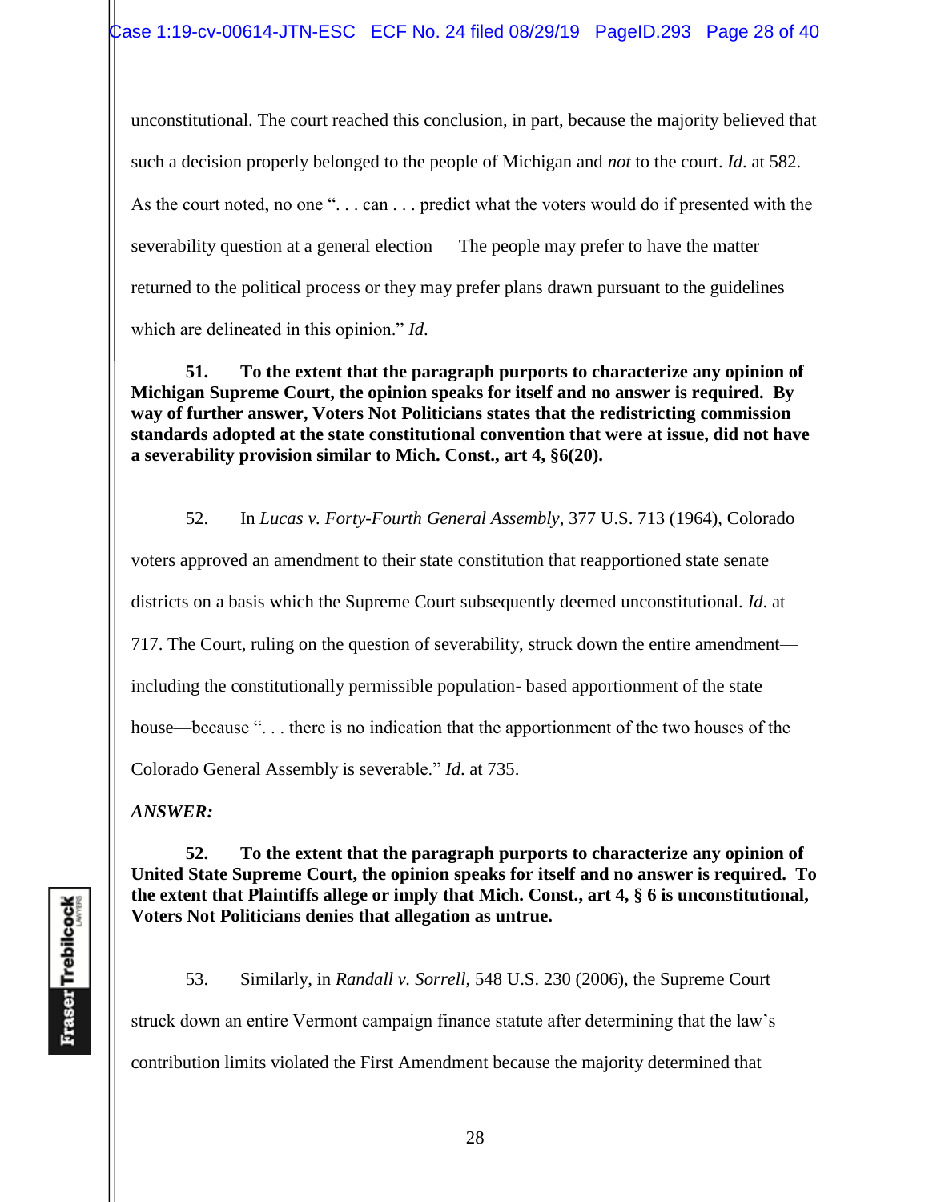unconstitutional. The court reached this conclusion, in part, because the majority believed that such a decision properly belonged to the people of Michigan and *not* to the court. *Id.* at 582. As the court noted, no one ". . . can . . . predict what the voters would do if presented with the severability question at a general election      The people may prefer to have the matter returned to the political process or they may prefer plans drawn pursuant to the guidelines which are delineated in this opinion." *Id.*

**51. To the extent that the paragraph purports to characterize any opinion of Michigan Supreme Court, the opinion speaks for itself and no answer is required. By way of further answer, Voters Not Politicians states that the redistricting commission standards adopted at the state constitutional convention that were at issue, did not have a severability provision similar to Mich. Const., art 4, §6(20).**

52. In *Lucas v. Forty-Fourth General Assembly*, 377 U.S. 713 (1964), Colorado voters approved an amendment to their state constitution that reapportioned state senate districts on a basis which the Supreme Court subsequently deemed unconstitutional. *Id.* at 717. The Court, ruling on the question of severability, struck down the entire amendment—including the constitutionally permissible population- based apportionment of the state house—because ". . . there is no indication that the apportionment of the two houses of the Colorado General Assembly is severable." *Id.* at 735.

***ANSWER:***

**52. To the extent that the paragraph purports to characterize any opinion of United State Supreme Court, the opinion speaks for itself and no answer is required. To the extent that Plaintiffs allege or imply that Mich. Const., art 4, § 6 is unconstitutional, Voters Not Politicians denies that allegation as untrue.**

53. Similarly, in *Randall v. Sorrell*, 548 U.S. 230 (2006), the Supreme Court struck down an entire Vermont campaign finance statute after determining that the law's contribution limits violated the First Amendment because the majority determined that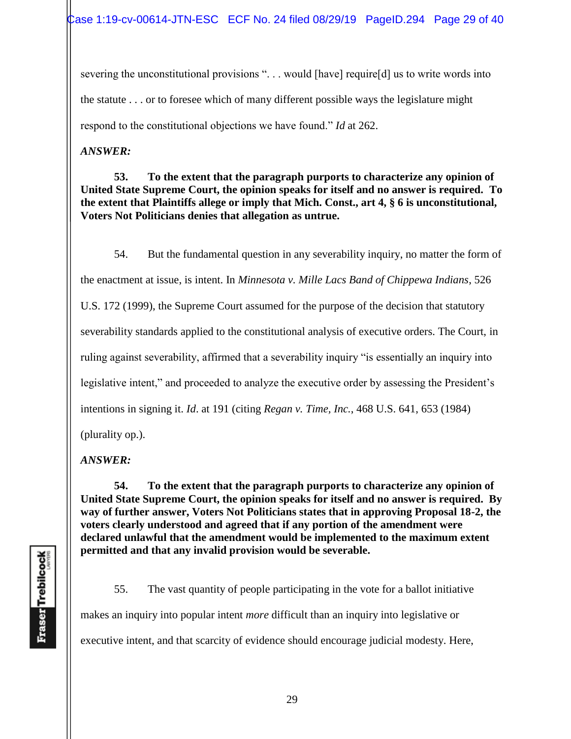severing the unconstitutional provisions ". . . would [have] require[d] us to write words into the statute . . . or to foresee which of many different possible ways the legislature might respond to the constitutional objections we have found." *Id* at 262.

***ANSWER:***

**53. To the extent that the paragraph purports to characterize any opinion of United State Supreme Court, the opinion speaks for itself and no answer is required. To the extent that Plaintiffs allege or imply that Mich. Const., art 4, § 6 is unconstitutional, Voters Not Politicians denies that allegation as untrue.**

54. But the fundamental question in any severability inquiry, no matter the form of the enactment at issue, is intent. In *Minnesota v. Mille Lacs Band of Chippewa Indians*, 526 U.S. 172 (1999), the Supreme Court assumed for the purpose of the decision that statutory severability standards applied to the constitutional analysis of executive orders. The Court, in ruling against severability, affirmed that a severability inquiry "is essentially an inquiry into legislative intent," and proceeded to analyze the executive order by assessing the President's intentions in signing it. *Id*. at 191 (citing *Regan v. Time, Inc.*, 468 U.S. 641, 653 (1984) (plurality op.).

***ANSWER:***

**54. To the extent that the paragraph purports to characterize any opinion of United State Supreme Court, the opinion speaks for itself and no answer is required. By way of further answer, Voters Not Politicians states that in approving Proposal 18-2, the voters clearly understood and agreed that if any portion of the amendment were declared unlawful that the amendment would be implemented to the maximum extent permitted and that any invalid provision would be severable.**

55. The vast quantity of people participating in the vote for a ballot initiative makes an inquiry into popular intent *more* difficult than an inquiry into legislative or executive intent, and that scarcity of evidence should encourage judicial modesty. Here,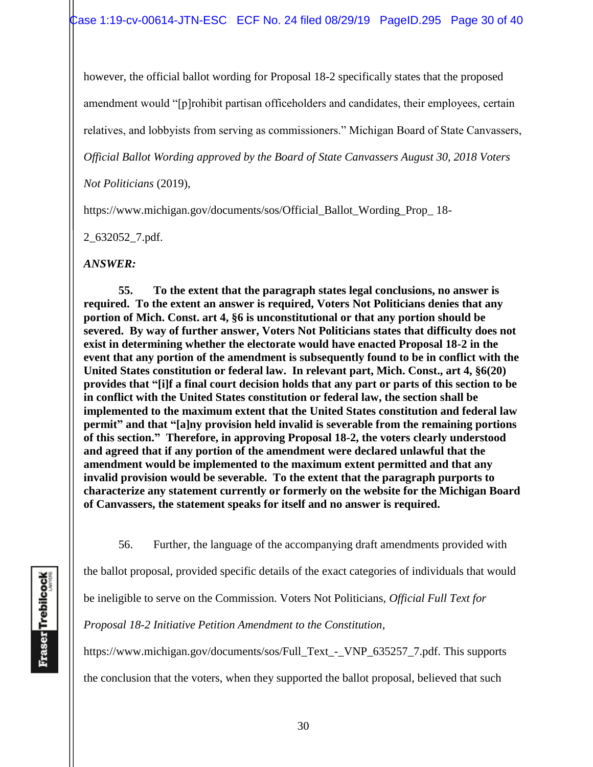however, the official ballot wording for Proposal 18-2 specifically states that the proposed amendment would "[p]rohibit partisan officeholders and candidates, their employees, certain relatives, and lobbyists from serving as commissioners." Michigan Board of State Canvassers, *Official Ballot Wording approved by the Board of State Canvassers August 30, 2018 Voters Not Politicians* (2019),

https://www.michigan.gov/documents/sos/Official_Ballot_Wording_Prop_ 18-2_632052_7.pdf.

***ANSWER:***

**55. To the extent that the paragraph states legal conclusions, no answer is required. To the extent an answer is required, Voters Not Politicians denies that any portion of Mich. Const. art 4, §6 is unconstitutional or that any portion should be severed. By way of further answer, Voters Not Politicians states that difficulty does not exist in determining whether the electorate would have enacted Proposal 18-2 in the event that any portion of the amendment is subsequently found to be in conflict with the United States constitution or federal law. In relevant part, Mich. Const., art 4, §6(20) provides that "[i]f a final court decision holds that any part or parts of this section to be in conflict with the United States constitution or federal law, the section shall be implemented to the maximum extent that the United States constitution and federal law permit" and that "[a]ny provision held invalid is severable from the remaining portions of this section." Therefore, in approving Proposal 18-2, the voters clearly understood and agreed that if any portion of the amendment were declared unlawful that the amendment would be implemented to the maximum extent permitted and that any invalid provision would be severable. To the extent that the paragraph purports to characterize any statement currently or formerly on the website for the Michigan Board of Canvassers, the statement speaks for itself and no answer is required.**

56. Further, the language of the accompanying draft amendments provided with the ballot proposal, provided specific details of the exact categories of individuals that would be ineligible to serve on the Commission. Voters Not Politicians, *Official Full Text for Proposal 18-2 Initiative Petition Amendment to the Constitution*, https://www.michigan.gov/documents/sos/Full_Text_-_VNP_635257_7.pdf. This supports the conclusion that the voters, when they supported the ballot proposal, believed that such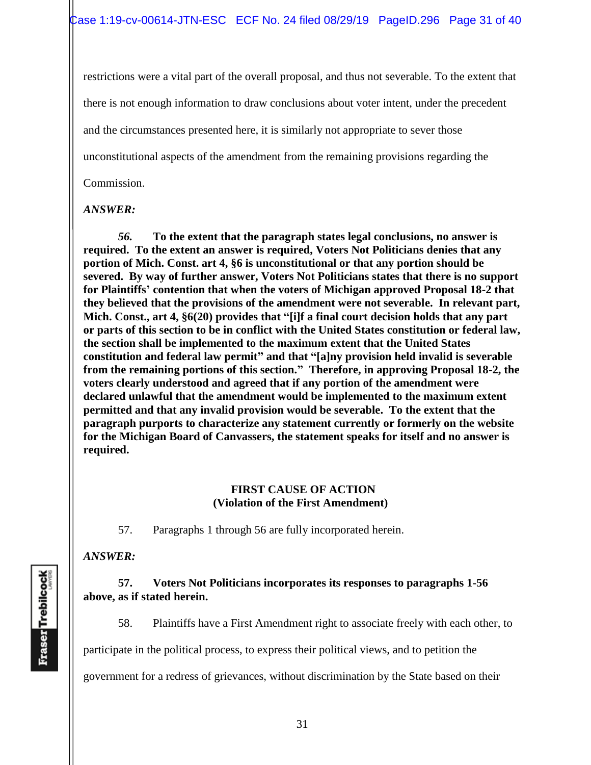restrictions were a vital part of the overall proposal, and thus not severable. To the extent that there is not enough information to draw conclusions about voter intent, under the precedent and the circumstances presented here, it is similarly not appropriate to sever those unconstitutional aspects of the amendment from the remaining provisions regarding the Commission.

*ANSWER:*

***56.*** **To the extent that the paragraph states legal conclusions, no answer is required. To the extent an answer is required, Voters Not Politicians denies that any portion of Mich. Const. art 4, §6 is unconstitutional or that any portion should be severed. By way of further answer, Voters Not Politicians states that there is no support for Plaintiffs' contention that when the voters of Michigan approved Proposal 18-2 that they believed that the provisions of the amendment were not severable. In relevant part, Mich. Const., art 4, §6(20) provides that "[i]f a final court decision holds that any part or parts of this section to be in conflict with the United States constitution or federal law, the section shall be implemented to the maximum extent that the United States constitution and federal law permit" and that "[a]ny provision held invalid is severable from the remaining portions of this section." Therefore, in approving Proposal 18-2, the voters clearly understood and agreed that if any portion of the amendment were declared unlawful that the amendment would be implemented to the maximum extent permitted and that any invalid provision would be severable. To the extent that the paragraph purports to characterize any statement currently or formerly on the website for the Michigan Board of Canvassers, the statement speaks for itself and no answer is required.**

## FIRST CAUSE OF ACTION
## (Violation of the First Amendment)

57. Paragraphs 1 through 56 are fully incorporated herein.

*ANSWER:*

**57. Voters Not Politicians incorporates its responses to paragraphs 1-56 above, as if stated herein.**

58. Plaintiffs have a First Amendment right to associate freely with each other, to participate in the political process, to express their political views, and to petition the government for a redress of grievances, without discrimination by the State based on their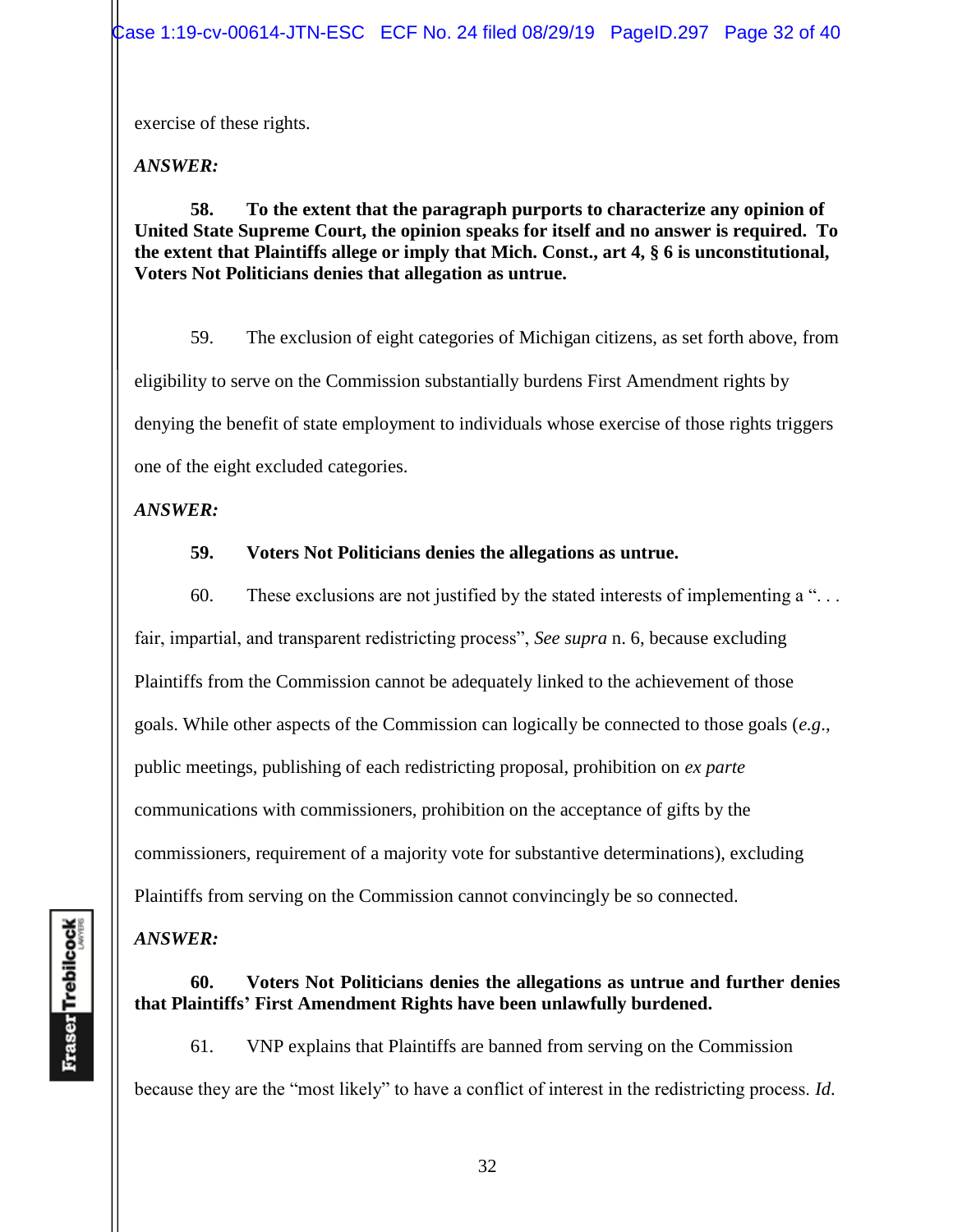exercise of these rights.

***ANSWER:***

**58. To the extent that the paragraph purports to characterize any opinion of United State Supreme Court, the opinion speaks for itself and no answer is required. To the extent that Plaintiffs allege or imply that Mich. Const., art 4, § 6 is unconstitutional, Voters Not Politicians denies that allegation as untrue.**

59. The exclusion of eight categories of Michigan citizens, as set forth above, from eligibility to serve on the Commission substantially burdens First Amendment rights by denying the benefit of state employment to individuals whose exercise of those rights triggers one of the eight excluded categories.

***ANSWER:***

**59. Voters Not Politicians denies the allegations as untrue.**

60. These exclusions are not justified by the stated interests of implementing a ". . . fair, impartial, and transparent redistricting process", *See supra* n. 6, because excluding Plaintiffs from the Commission cannot be adequately linked to the achievement of those goals. While other aspects of the Commission can logically be connected to those goals (*e.g*., public meetings, publishing of each redistricting proposal, prohibition on *ex parte* communications with commissioners, prohibition on the acceptance of gifts by the commissioners, requirement of a majority vote for substantive determinations), excluding Plaintiffs from serving on the Commission cannot convincingly be so connected.

***ANSWER:***

**60. Voters Not Politicians denies the allegations as untrue and further denies that Plaintiffs' First Amendment Rights have been unlawfully burdened.**

61. VNP explains that Plaintiffs are banned from serving on the Commission because they are the "most likely" to have a conflict of interest in the redistricting process. *Id.*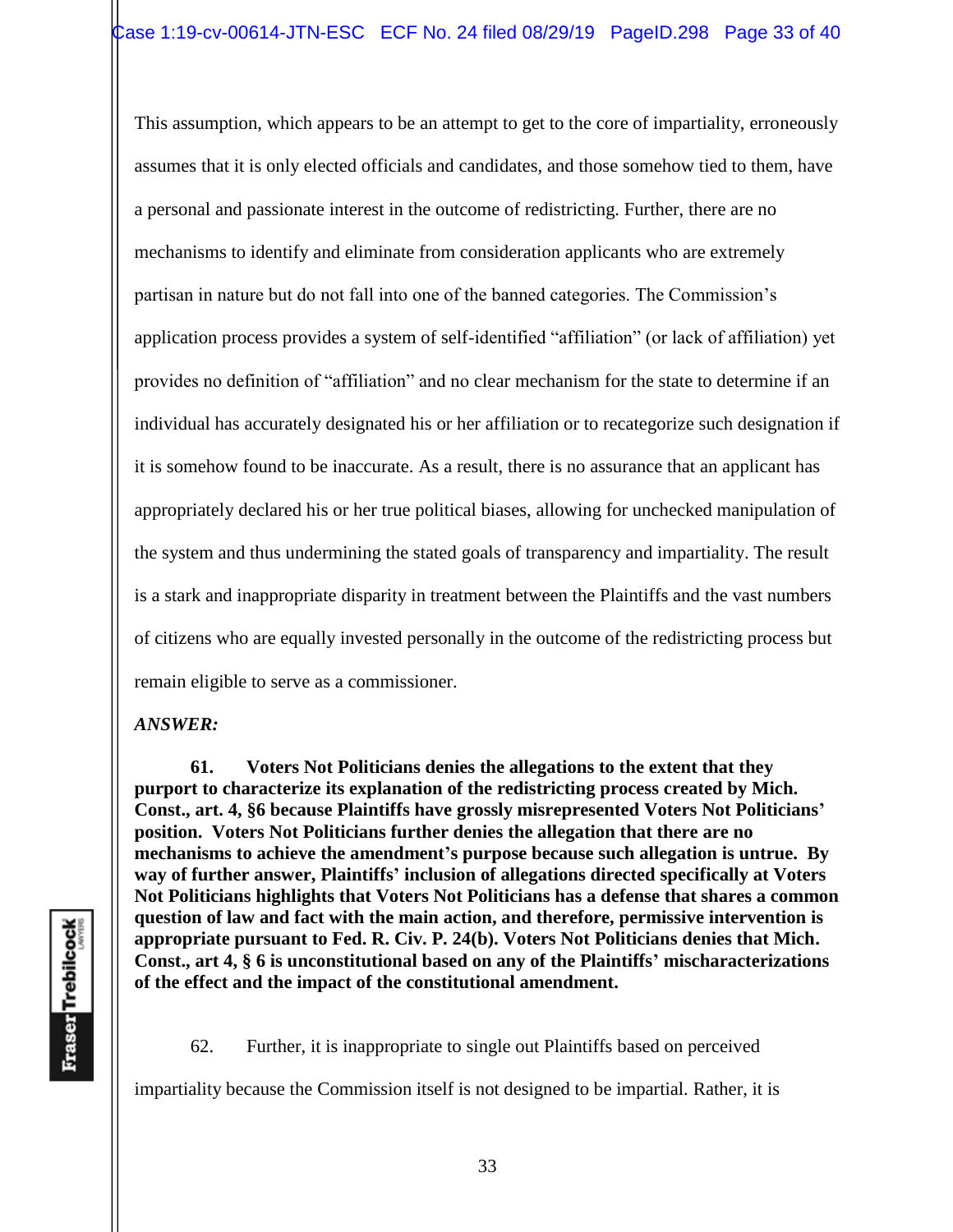This assumption, which appears to be an attempt to get to the core of impartiality, erroneously assumes that it is only elected officials and candidates, and those somehow tied to them, have a personal and passionate interest in the outcome of redistricting. Further, there are no mechanisms to identify and eliminate from consideration applicants who are extremely partisan in nature but do not fall into one of the banned categories. The Commission's application process provides a system of self-identified "affiliation" (or lack of affiliation) yet provides no definition of "affiliation" and no clear mechanism for the state to determine if an individual has accurately designated his or her affiliation or to recategorize such designation if it is somehow found to be inaccurate. As a result, there is no assurance that an applicant has appropriately declared his or her true political biases, allowing for unchecked manipulation of the system and thus undermining the stated goals of transparency and impartiality. The result is a stark and inappropriate disparity in treatment between the Plaintiffs and the vast numbers of citizens who are equally invested personally in the outcome of the redistricting process but remain eligible to serve as a commissioner.

***ANSWER:***

**61. Voters Not Politicians denies the allegations to the extent that they purport to characterize its explanation of the redistricting process created by Mich. Const., art. 4, §6 because Plaintiffs have grossly misrepresented Voters Not Politicians' position. Voters Not Politicians further denies the allegation that there are no mechanisms to achieve the amendment's purpose because such allegation is untrue. By way of further answer, Plaintiffs' inclusion of allegations directed specifically at Voters Not Politicians highlights that Voters Not Politicians has a defense that shares a common question of law and fact with the main action, and therefore, permissive intervention is appropriate pursuant to Fed. R. Civ. P. 24(b). Voters Not Politicians denies that Mich. Const., art 4, § 6 is unconstitutional based on any of the Plaintiffs' mischaracterizations of the effect and the impact of the constitutional amendment.**

62. Further, it is inappropriate to single out Plaintiffs based on perceived impartiality because the Commission itself is not designed to be impartial. Rather, it is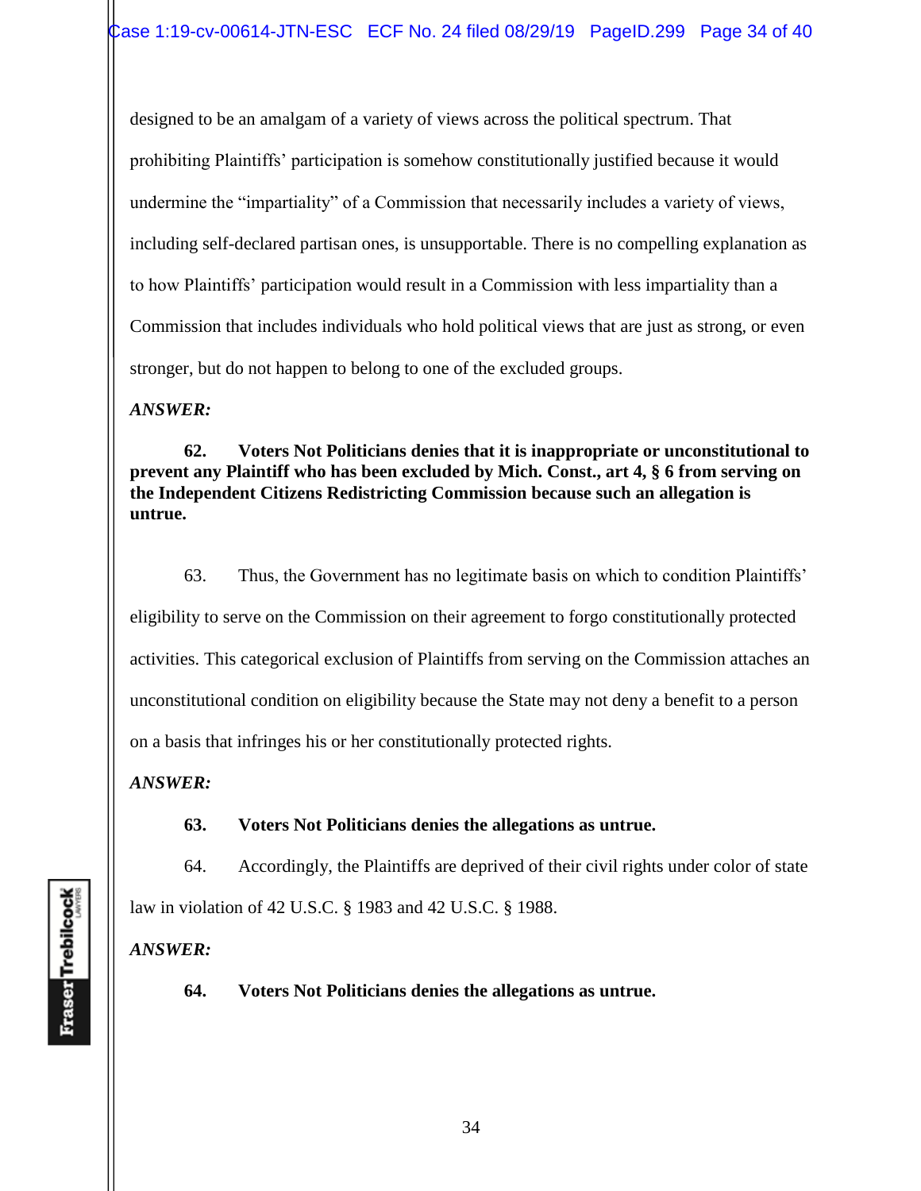designed to be an amalgam of a variety of views across the political spectrum. That prohibiting Plaintiffs' participation is somehow constitutionally justified because it would undermine the "impartiality" of a Commission that necessarily includes a variety of views, including self-declared partisan ones, is unsupportable. There is no compelling explanation as to how Plaintiffs' participation would result in a Commission with less impartiality than a Commission that includes individuals who hold political views that are just as strong, or even stronger, but do not happen to belong to one of the excluded groups.

***ANSWER:***

**62. Voters Not Politicians denies that it is inappropriate or unconstitutional to prevent any Plaintiff who has been excluded by Mich. Const., art 4, § 6 from serving on the Independent Citizens Redistricting Commission because such an allegation is untrue.**

63. Thus, the Government has no legitimate basis on which to condition Plaintiffs' eligibility to serve on the Commission on their agreement to forgo constitutionally protected activities. This categorical exclusion of Plaintiffs from serving on the Commission attaches an unconstitutional condition on eligibility because the State may not deny a benefit to a person on a basis that infringes his or her constitutionally protected rights.

***ANSWER:***

**63. Voters Not Politicians denies the allegations as untrue.**

64. Accordingly, the Plaintiffs are deprived of their civil rights under color of state law in violation of 42 U.S.C. § 1983 and 42 U.S.C. § 1988.

***ANSWER:***

**64. Voters Not Politicians denies the allegations as untrue.**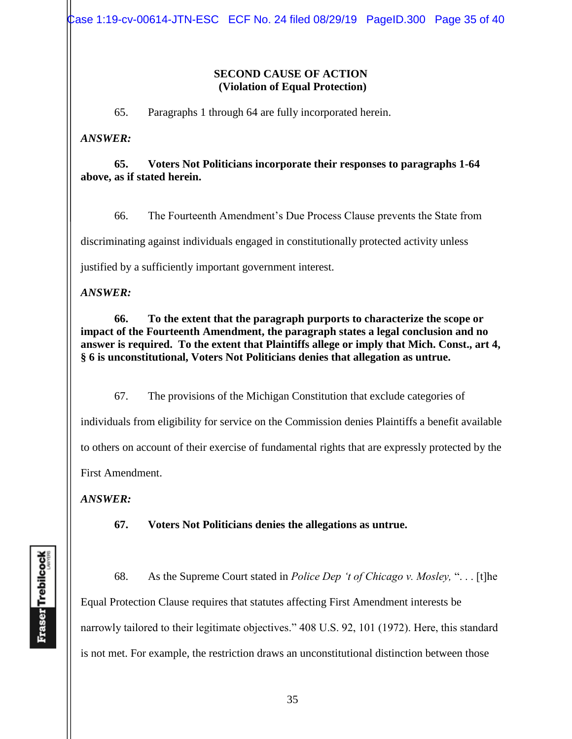**SECOND CAUSE OF ACTION**
**(Violation of Equal Protection)**

65. Paragraphs 1 through 64 are fully incorporated herein.

***ANSWER:***

**65. Voters Not Politicians incorporate their responses to paragraphs 1-64 above, as if stated herein.**

66. The Fourteenth Amendment's Due Process Clause prevents the State from discriminating against individuals engaged in constitutionally protected activity unless justified by a sufficiently important government interest.

***ANSWER:***

**66. To the extent that the paragraph purports to characterize the scope or impact of the Fourteenth Amendment, the paragraph states a legal conclusion and no answer is required. To the extent that Plaintiffs allege or imply that Mich. Const., art 4, § 6 is unconstitutional, Voters Not Politicians denies that allegation as untrue.**

67. The provisions of the Michigan Constitution that exclude categories of individuals from eligibility for service on the Commission denies Plaintiffs a benefit available to others on account of their exercise of fundamental rights that are expressly protected by the First Amendment.

***ANSWER:***

**67. Voters Not Politicians denies the allegations as untrue.**

68. As the Supreme Court stated in *Police Dep 't of Chicago v. Mosley,* ". . . [t]he Equal Protection Clause requires that statutes affecting First Amendment interests be narrowly tailored to their legitimate objectives." 408 U.S. 92, 101 (1972). Here, this standard is not met. For example, the restriction draws an unconstitutional distinction between those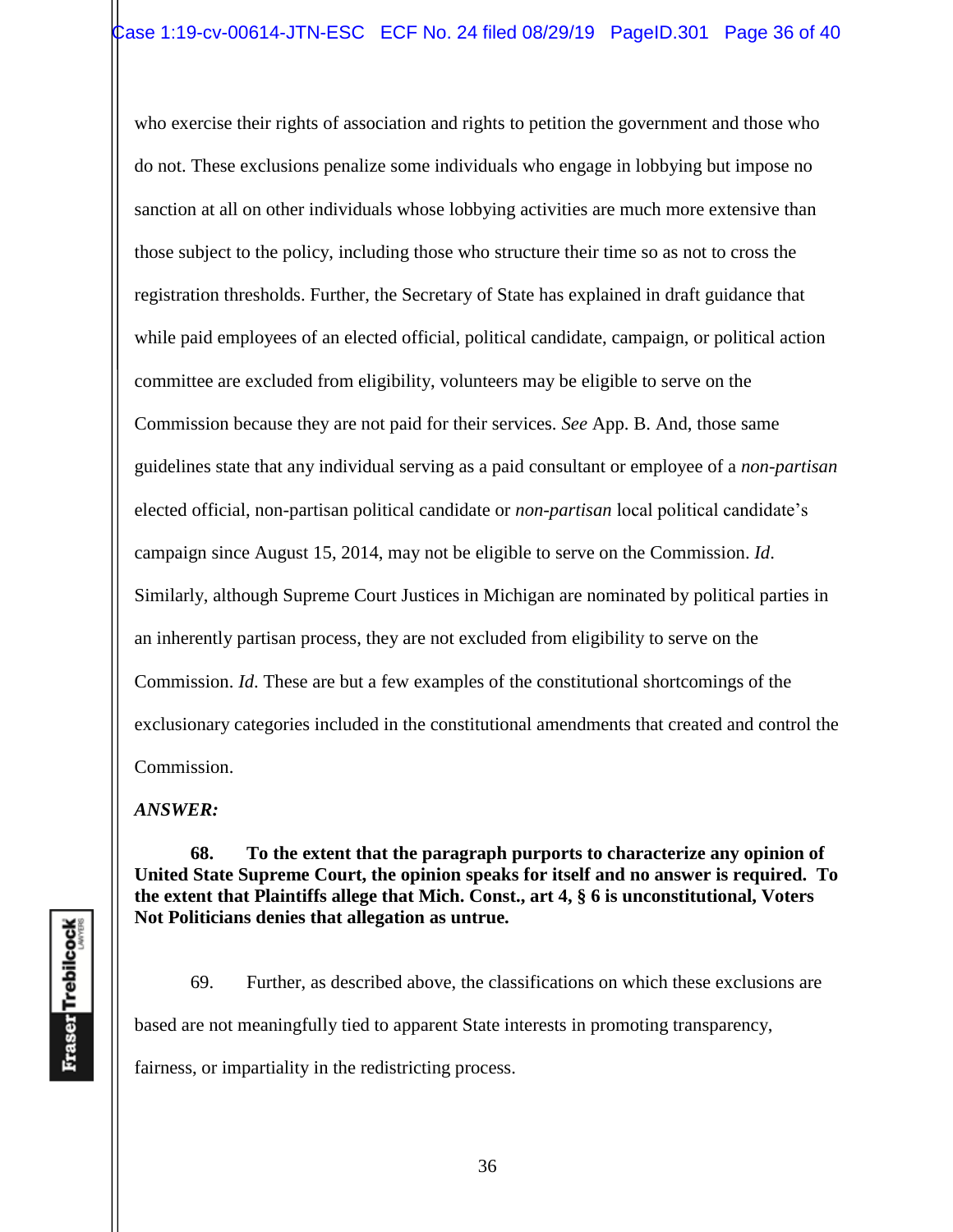who exercise their rights of association and rights to petition the government and those who do not. These exclusions penalize some individuals who engage in lobbying but impose no sanction at all on other individuals whose lobbying activities are much more extensive than those subject to the policy, including those who structure their time so as not to cross the registration thresholds. Further, the Secretary of State has explained in draft guidance that while paid employees of an elected official, political candidate, campaign, or political action committee are excluded from eligibility, volunteers may be eligible to serve on the Commission because they are not paid for their services. *See* App. B. And, those same guidelines state that any individual serving as a paid consultant or employee of a *non-partisan* elected official, non-partisan political candidate or *non-partisan* local political candidate's campaign since August 15, 2014, may not be eligible to serve on the Commission. *Id*. Similarly, although Supreme Court Justices in Michigan are nominated by political parties in an inherently partisan process, they are not excluded from eligibility to serve on the Commission. *Id.* These are but a few examples of the constitutional shortcomings of the exclusionary categories included in the constitutional amendments that created and control the Commission.

***ANSWER:***

**68. To the extent that the paragraph purports to characterize any opinion of United State Supreme Court, the opinion speaks for itself and no answer is required. To the extent that Plaintiffs allege that Mich. Const., art 4, § 6 is unconstitutional, Voters Not Politicians denies that allegation as untrue.**

69. Further, as described above, the classifications on which these exclusions are based are not meaningfully tied to apparent State interests in promoting transparency, fairness, or impartiality in the redistricting process.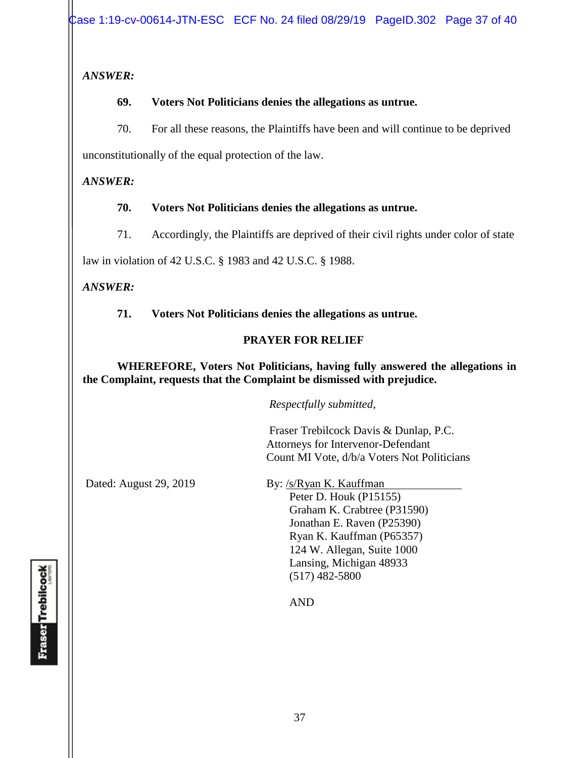*ANSWER:*

**69. Voters Not Politicians denies the allegations as untrue.**

70. For all these reasons, the Plaintiffs have been and will continue to be deprived unconstitutionally of the equal protection of the law.

*ANSWER:*

**70. Voters Not Politicians denies the allegations as untrue.**

71. Accordingly, the Plaintiffs are deprived of their civil rights under color of state law in violation of 42 U.S.C. § 1983 and 42 U.S.C. § 1988.

*ANSWER:*

**71. Voters Not Politicians denies the allegations as untrue.**

## PRAYER FOR RELIEF

**WHEREFORE, Voters Not Politicians, having fully answered the allegations in the Complaint, requests that the Complaint be dismissed with prejudice.**

*Respectfully submitted,*

Fraser Trebilcock Davis & Dunlap, P.C.
Attorneys for Intervenor-Defendant
Count MI Vote, d/b/a Voters Not Politicians

Dated: August 29, 2019

By: /s/Ryan K. Kauffman
Peter D. Houk (P15155)
Graham K. Crabtree (P31590)
Jonathan E. Raven (P25390)
Ryan K. Kauffman (P65357)
124 W. Allegan, Suite 1000
Lansing, Michigan 48933
(517) 482-5800

AND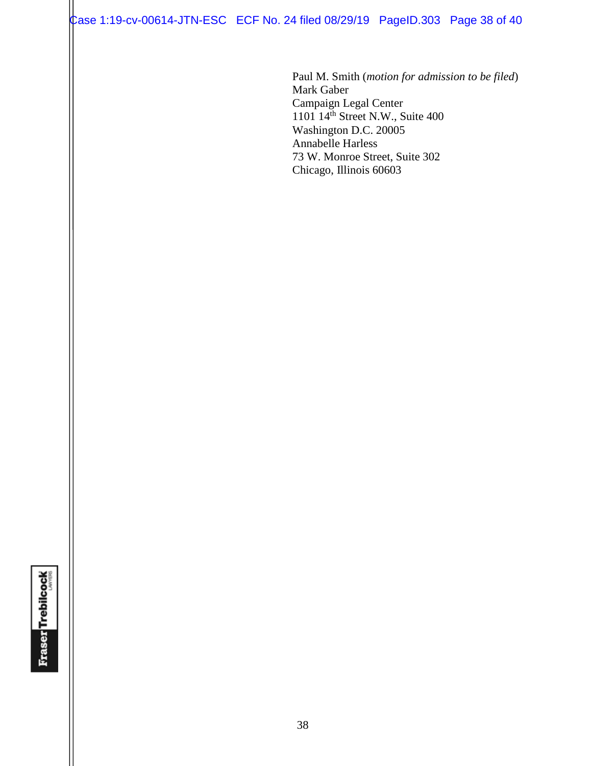Paul M. Smith (*motion for admission to be filed*)
Mark Gaber
Campaign Legal Center
1101 14th Street N.W., Suite 400
Washington D.C. 20005
Annabelle Harless
73 W. Monroe Street, Suite 302
Chicago, Illinois 60603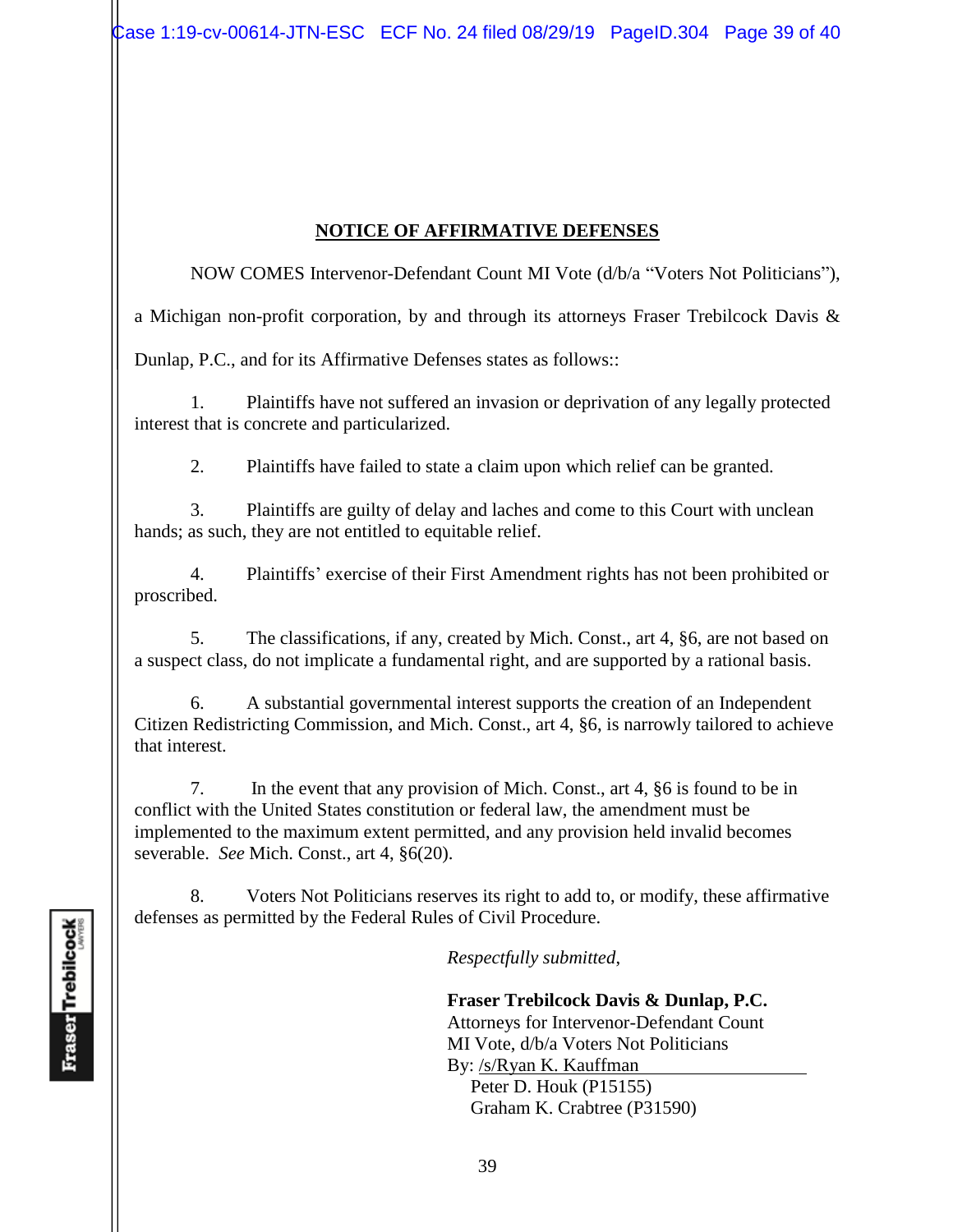## NOTICE OF AFFIRMATIVE DEFENSES

NOW COMES Intervenor-Defendant Count MI Vote (d/b/a "Voters Not Politicians"), a Michigan non-profit corporation, by and through its attorneys Fraser Trebilcock Davis & Dunlap, P.C., and for its Affirmative Defenses states as follows::

1. Plaintiffs have not suffered an invasion or deprivation of any legally protected interest that is concrete and particularized.

2. Plaintiffs have failed to state a claim upon which relief can be granted.

3. Plaintiffs are guilty of delay and laches and come to this Court with unclean hands; as such, they are not entitled to equitable relief.

4. Plaintiffs' exercise of their First Amendment rights has not been prohibited or proscribed.

5. The classifications, if any, created by Mich. Const., art 4, §6, are not based on a suspect class, do not implicate a fundamental right, and are supported by a rational basis.

6. A substantial governmental interest supports the creation of an Independent Citizen Redistricting Commission, and Mich. Const., art 4, §6, is narrowly tailored to achieve that interest.

7. In the event that any provision of Mich. Const., art 4, §6 is found to be in conflict with the United States constitution or federal law, the amendment must be implemented to the maximum extent permitted, and any provision held invalid becomes severable. *See* Mich. Const., art 4, §6(20).

8. Voters Not Politicians reserves its right to add to, or modify, these affirmative defenses as permitted by the Federal Rules of Civil Procedure.

*Respectfully submitted,*

**Fraser Trebilcock Davis & Dunlap, P.C.**
Attorneys for Intervenor-Defendant Count MI Vote, d/b/a Voters Not Politicians
By: /s/Ryan K. Kauffman
Peter D. Houk (P15155)
Graham K. Crabtree (P31590)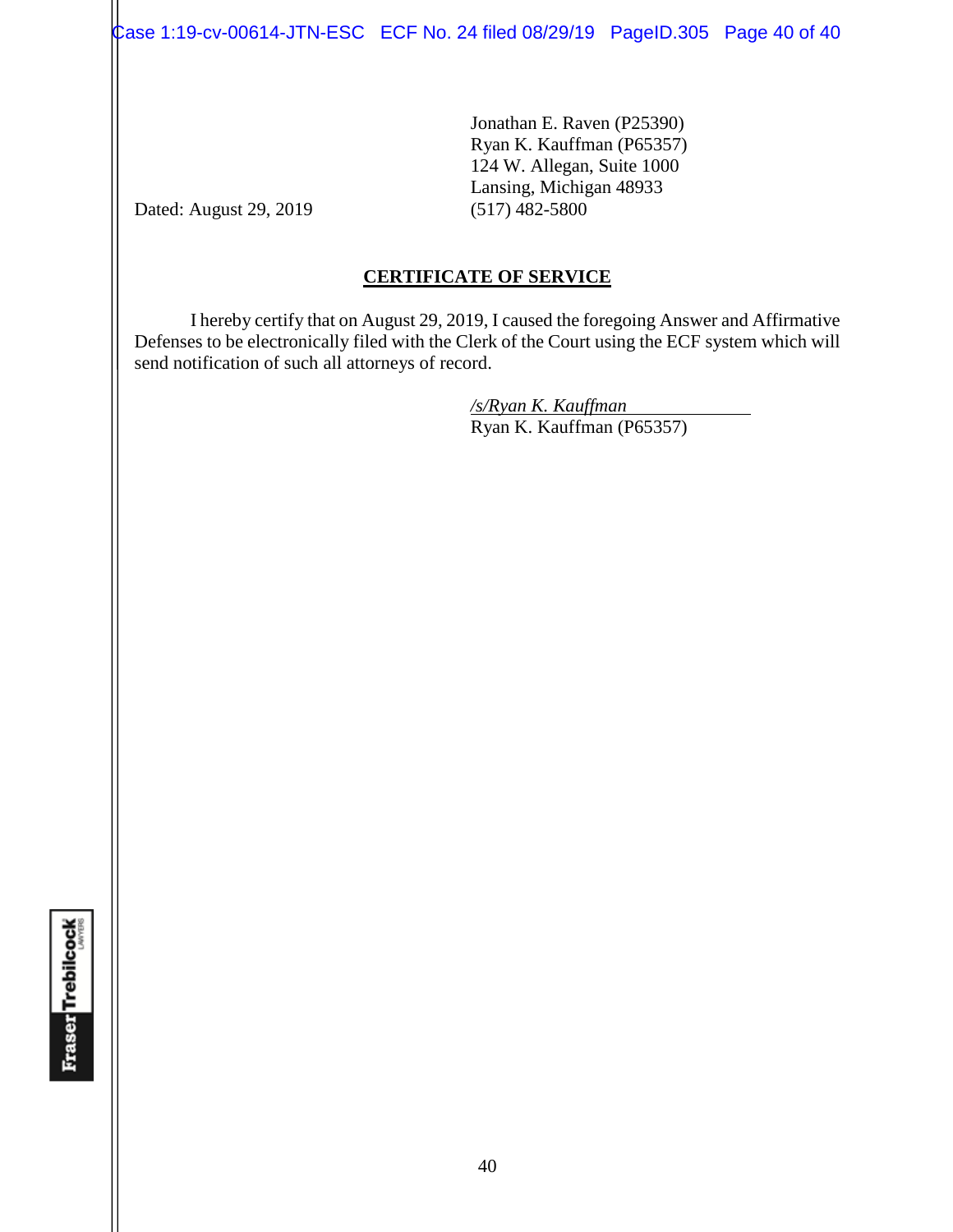Jonathan E. Raven (P25390)
Ryan K. Kauffman (P65357)
124 W. Allegan, Suite 1000
Lansing, Michigan 48933
(517) 482-5800

Dated: August 29, 2019

**CERTIFICATE OF SERVICE**

I hereby certify that on August 29, 2019, I caused the foregoing Answer and Affirmative Defenses to be electronically filed with the Clerk of the Court using the ECF system which will send notification of such all attorneys of record.

*/s/Ryan K. Kauffman*
Ryan K. Kauffman (P65357)